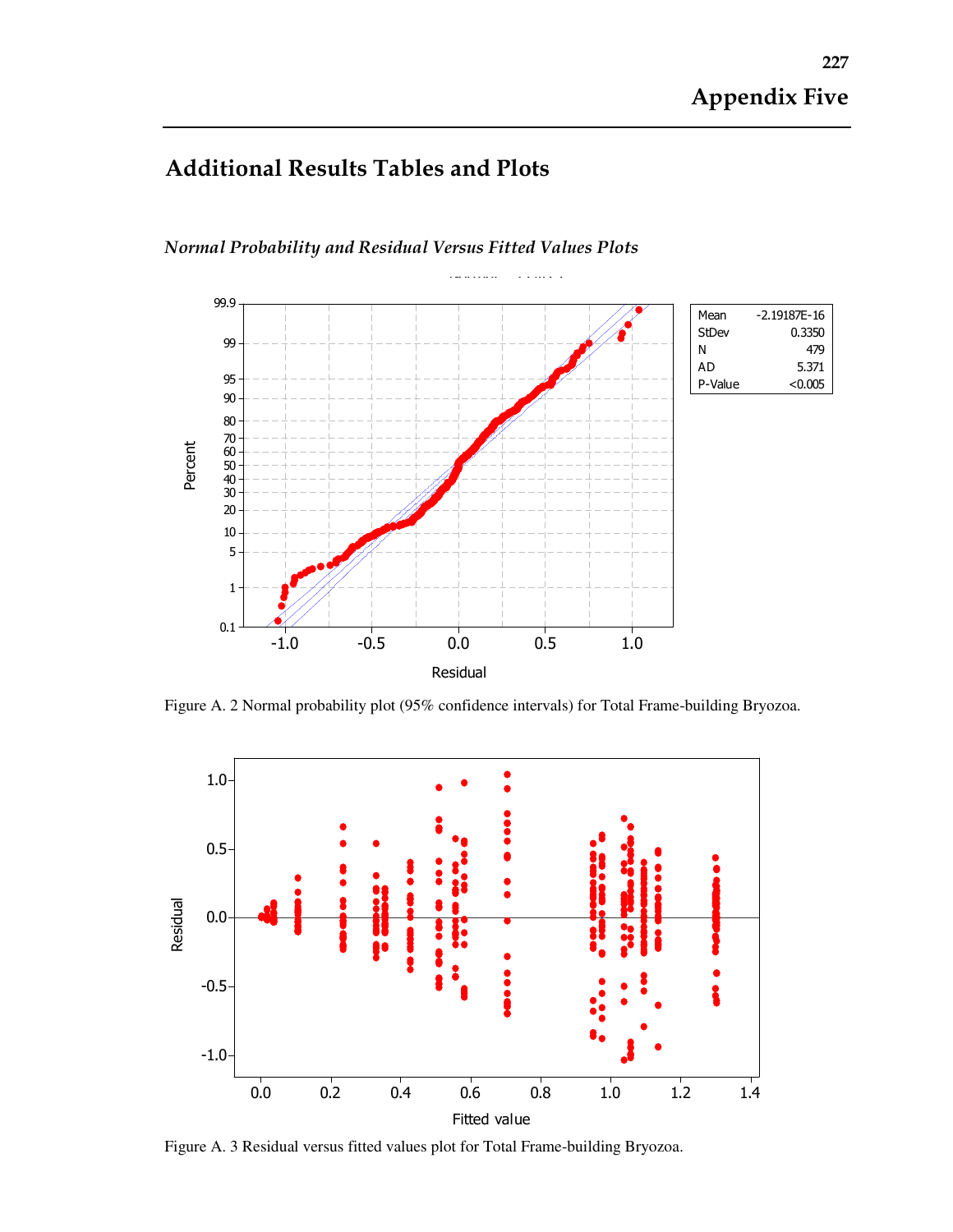# Appendix Five

## Additional Results Tables and Plots

### *Normal Probability and Residual Versus Fitted Values Plots*

| Mean | -2.19187E-16 |
|---|---|
| StDev | 0.3350 |
| N | 479 |
| AD | 5.371 |
| P-Value | <0.005 |

Figure A. 2 Normal probability plot (95% confidence intervals) for Total Frame-building Bryozoa.

Figure A. 3 Residual versus fitted values plot for Total Frame-building Bryozoa.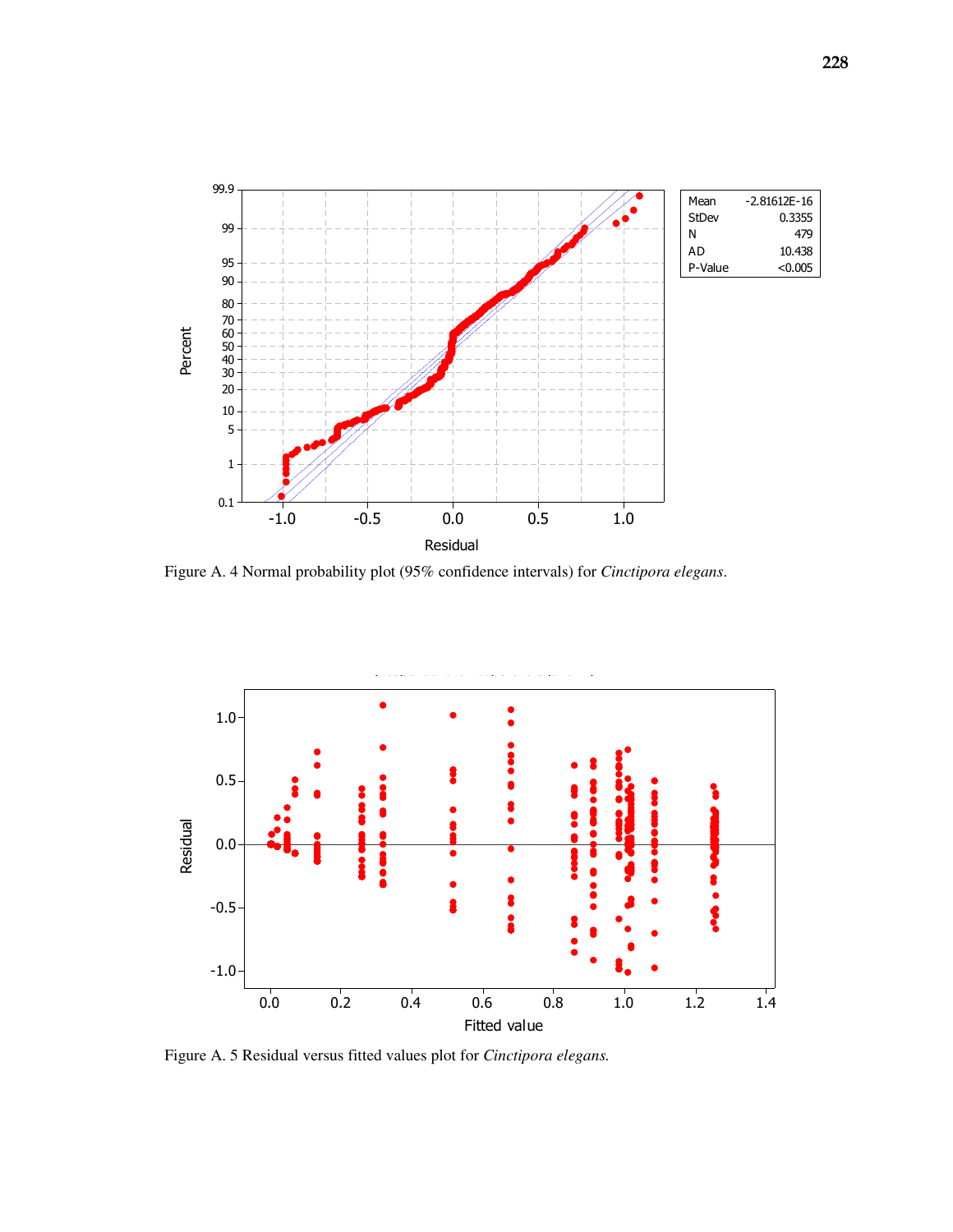Figure A. 4 Normal probability plot (95% confidence intervals) for *Cinctipora elegans*.

Figure A. 5 Residual versus fitted values plot for *Cinctipora elegans.*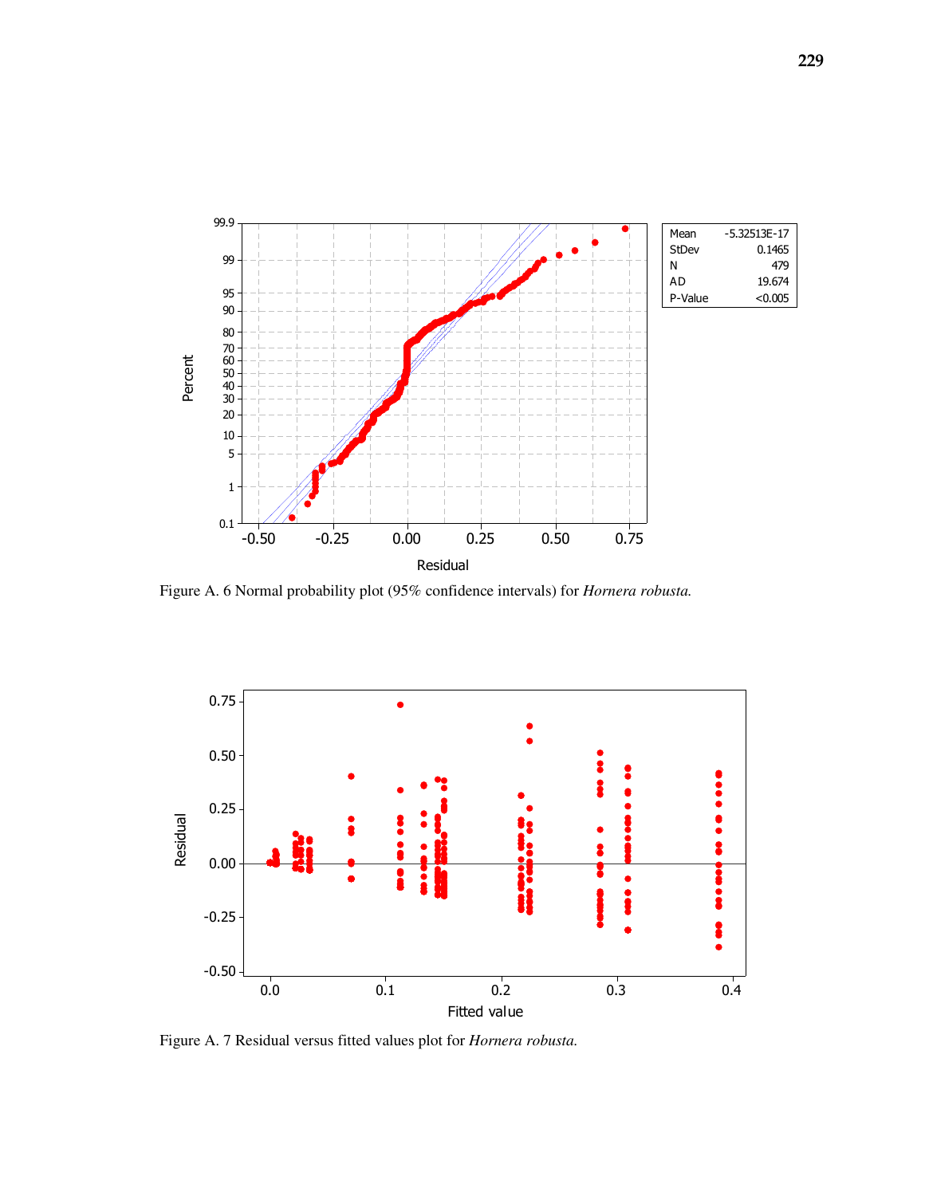Figure A. 6 Normal probability plot (95% confidence intervals) for *Hornera robusta.*

Figure A. 7 Residual versus fitted values plot for *Hornera robusta.*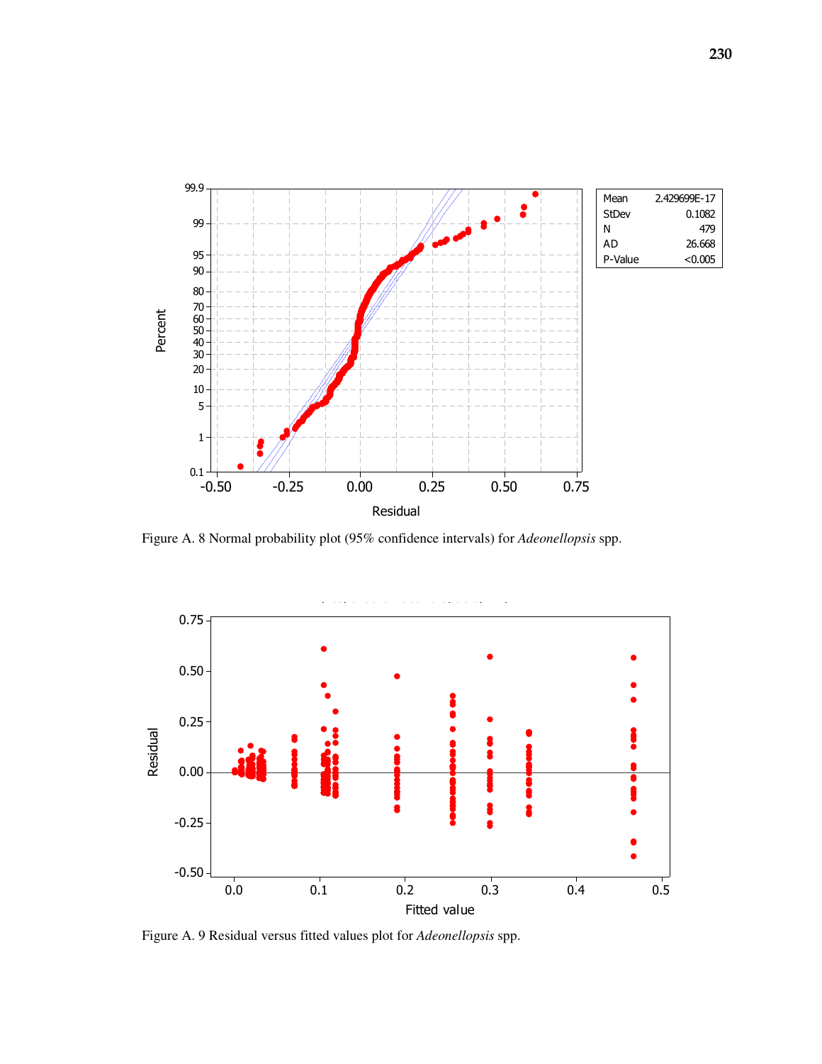| Mean | 2.429699E-17 |
| --- | --- |
| StDev | 0.1082 |
| N | 479 |
| AD | 26.668 |
| P-Value | <0.005 |

Figure A. 8 Normal probability plot (95% confidence intervals) for *Adeonellopsis* spp.

Figure A. 9 Residual versus fitted values plot for *Adeonellopsis* spp.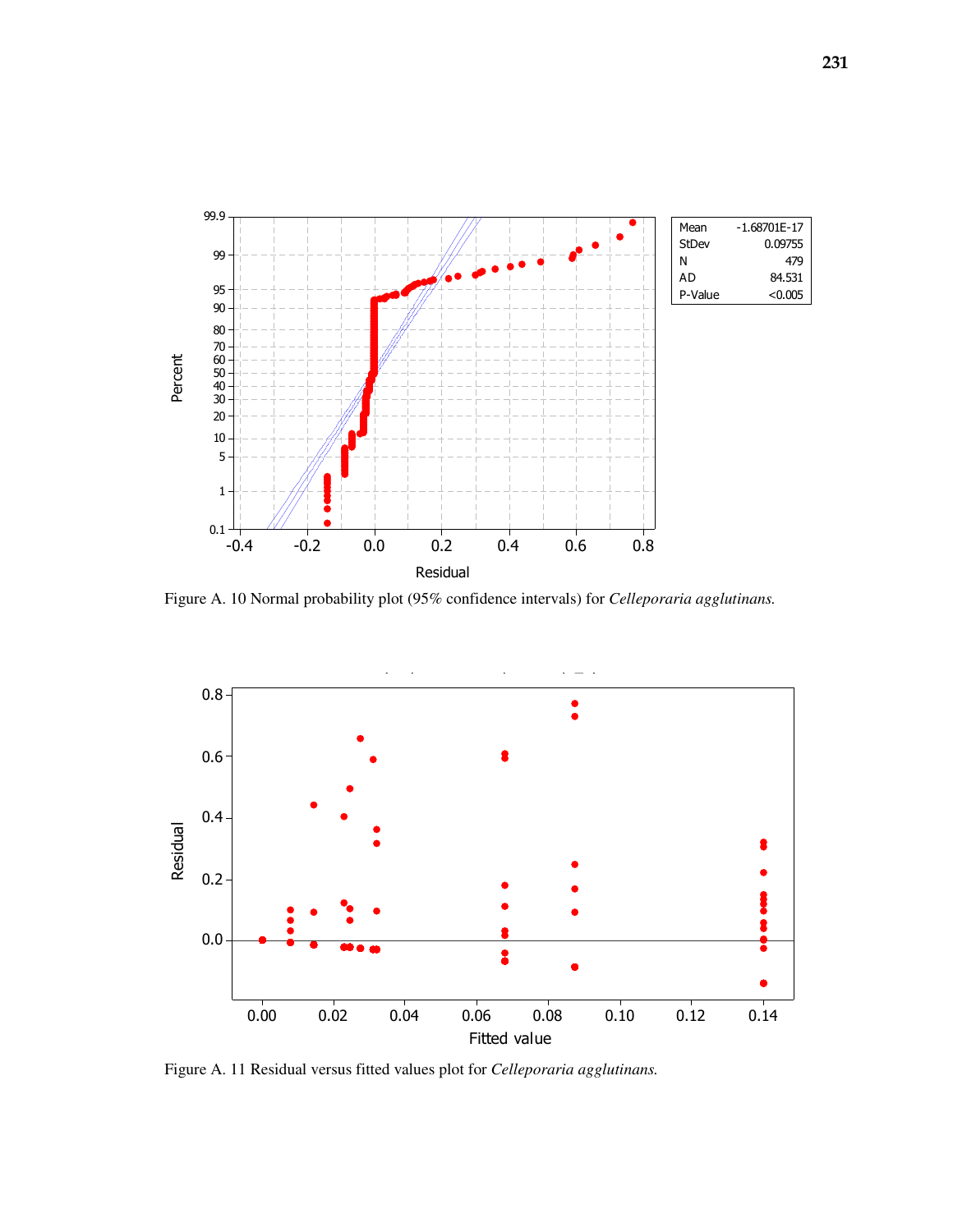| Mean | -1.68701E-17 |
| --- | --- |
| StDev | 0.09755 |
| N | 479 |
| AD | 84.531 |
| P-Value | <0.005 |

Figure A. 10 Normal probability plot (95% confidence intervals) for *Celleporaria agglutinans.*

Figure A. 11 Residual versus fitted values plot for *Celleporaria agglutinans.*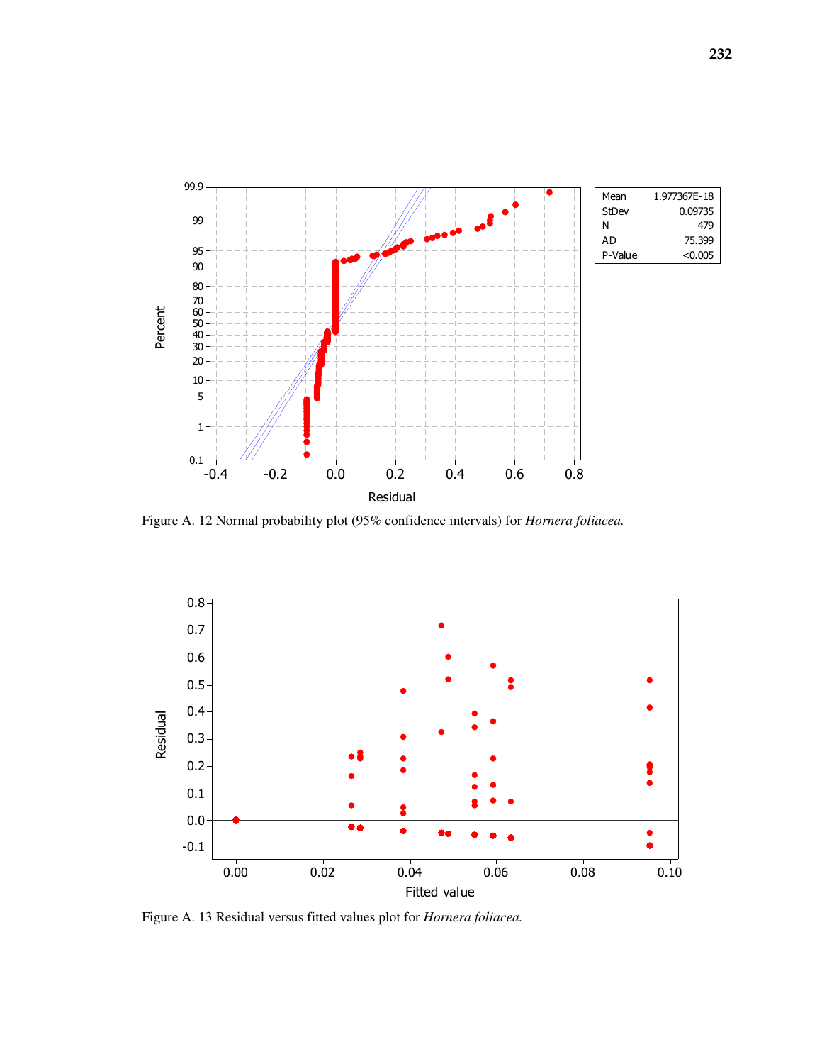| Mean | 1.977367E-18 |
| --- | --- |
| StDev | 0.09735 |
| N | 479 |
| AD | 75.399 |
| P-Value | <0.005 |

Figure A. 12 Normal probability plot (95% confidence intervals) for *Hornera foliacea.*

Figure A. 13 Residual versus fitted values plot for *Hornera foliacea.*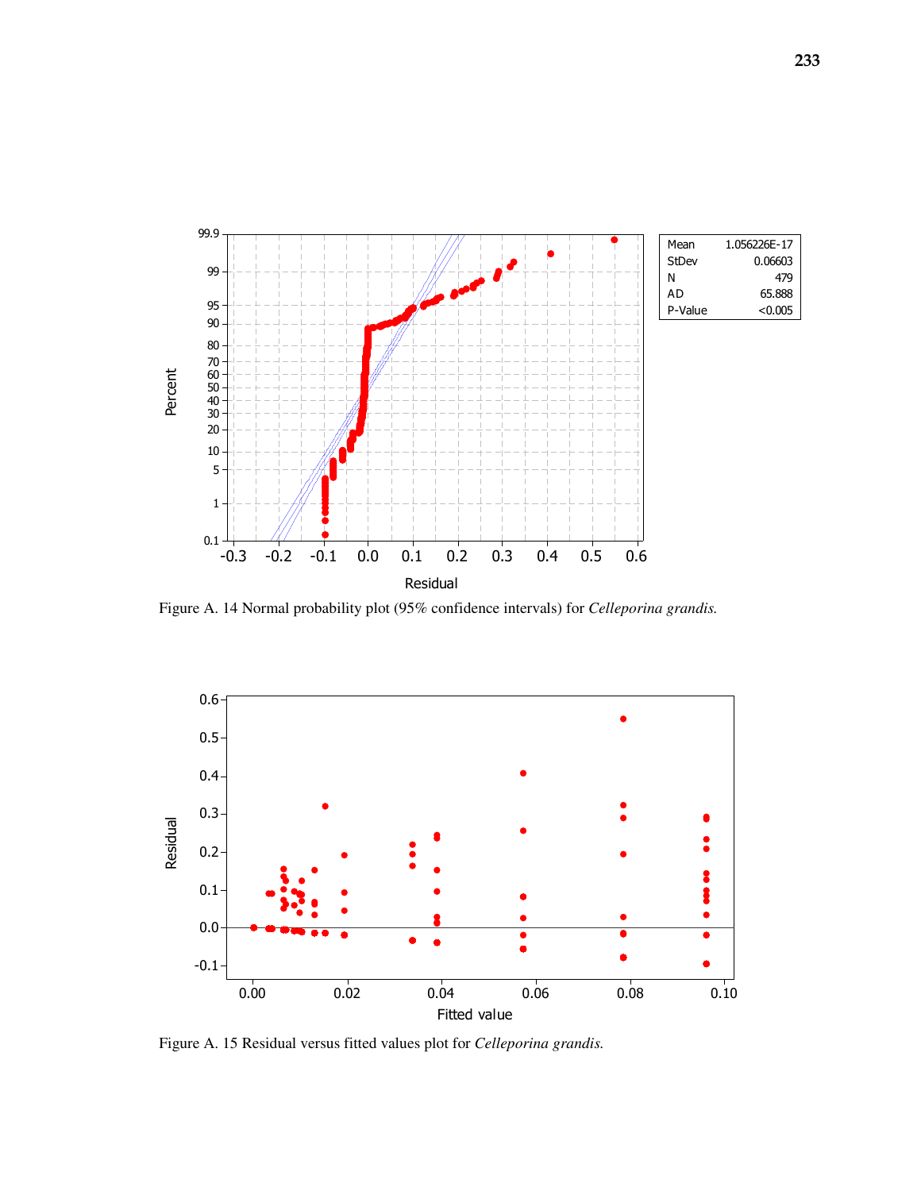| Mean | 1.056226E-17 |
| --- | --- |
| StDev | 0.06603 |
| N | 479 |
| AD | 65.888 |
| P-Value | <0.005 |

Figure A. 14 Normal probability plot (95% confidence intervals) for *Celleporina grandis.*

Figure A. 15 Residual versus fitted values plot for *Celleporina grandis.*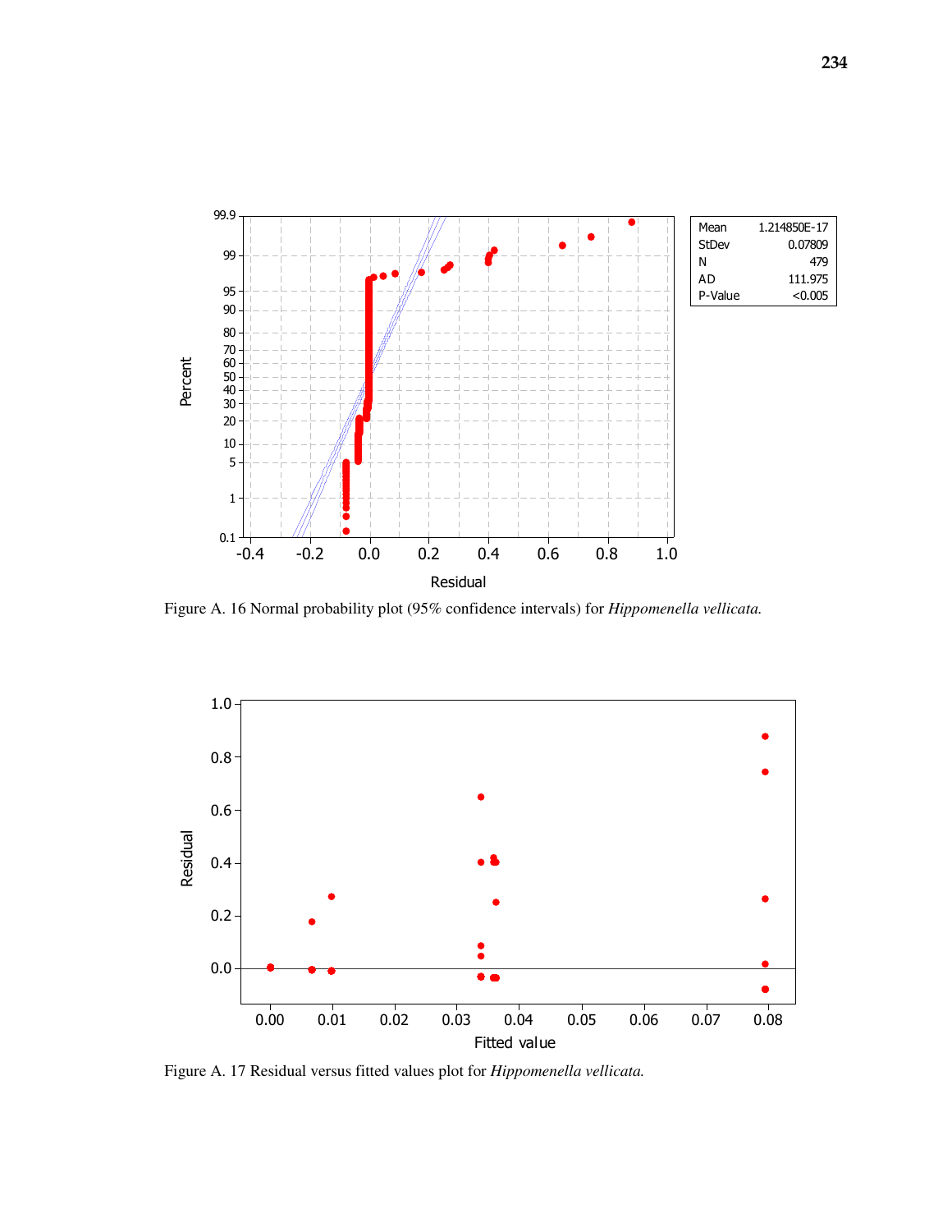Figure A. 16 Normal probability plot (95% confidence intervals) for *Hippomenella vellicata.*

Figure A. 17 Residual versus fitted values plot for *Hippomenella vellicata.*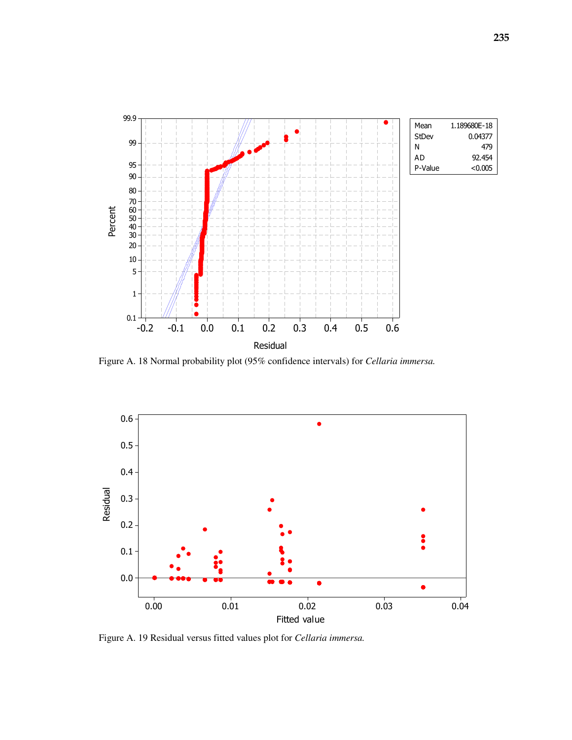| Mean | 1.189680E-18 |
| --- | --- |
| StDev | 0.04377 |
| N | 479 |
| AD | 92.454 |
| P-Value | <0.005 |

Figure A. 18 Normal probability plot (95% confidence intervals) for *Cellaria immersa.*

Figure A. 19 Residual versus fitted values plot for *Cellaria immersa.*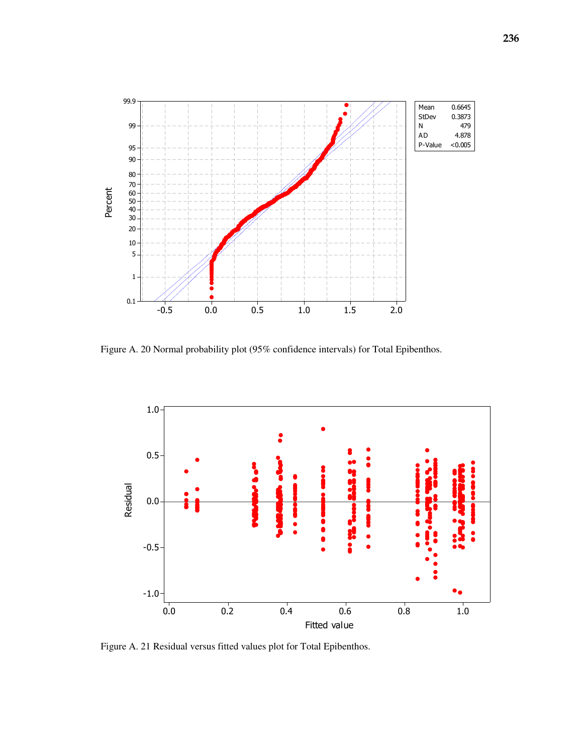Figure A. 20 Normal probability plot (95% confidence intervals) for Total Epibenthos.

Figure A. 21 Residual versus fitted values plot for Total Epibenthos.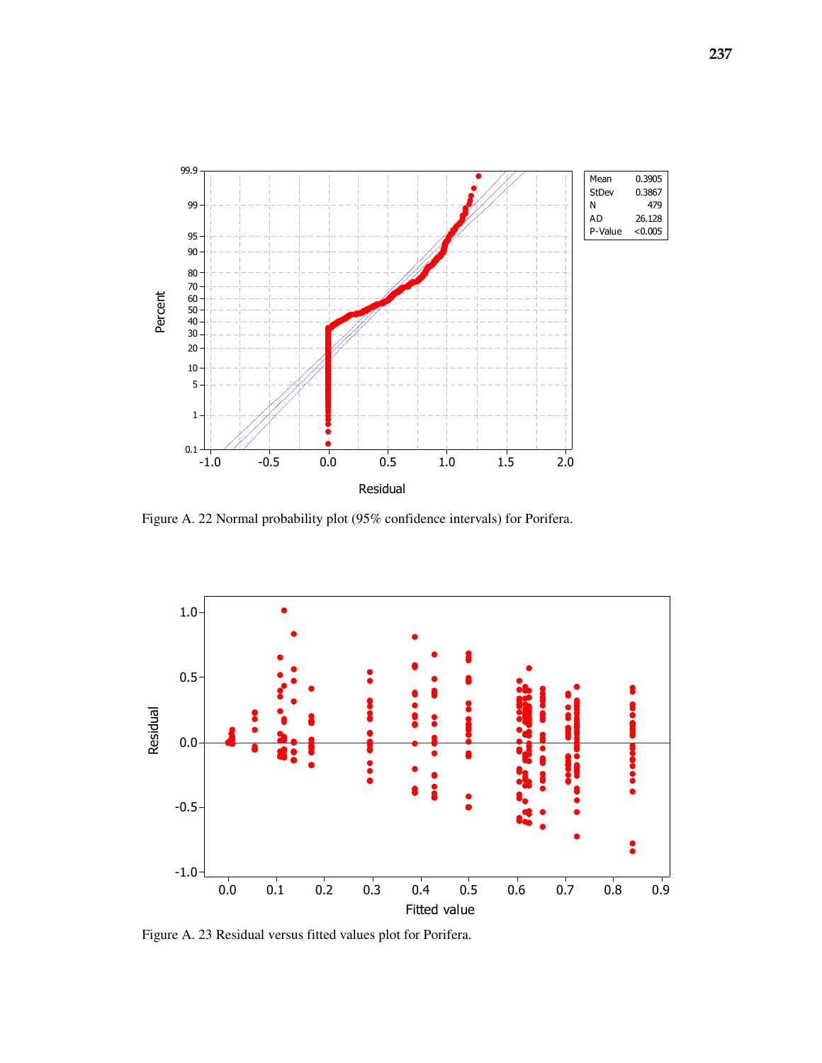Figure A. 22 Normal probability plot (95% confidence intervals) for Porifera.

Figure A. 23 Residual versus fitted values plot for Porifera.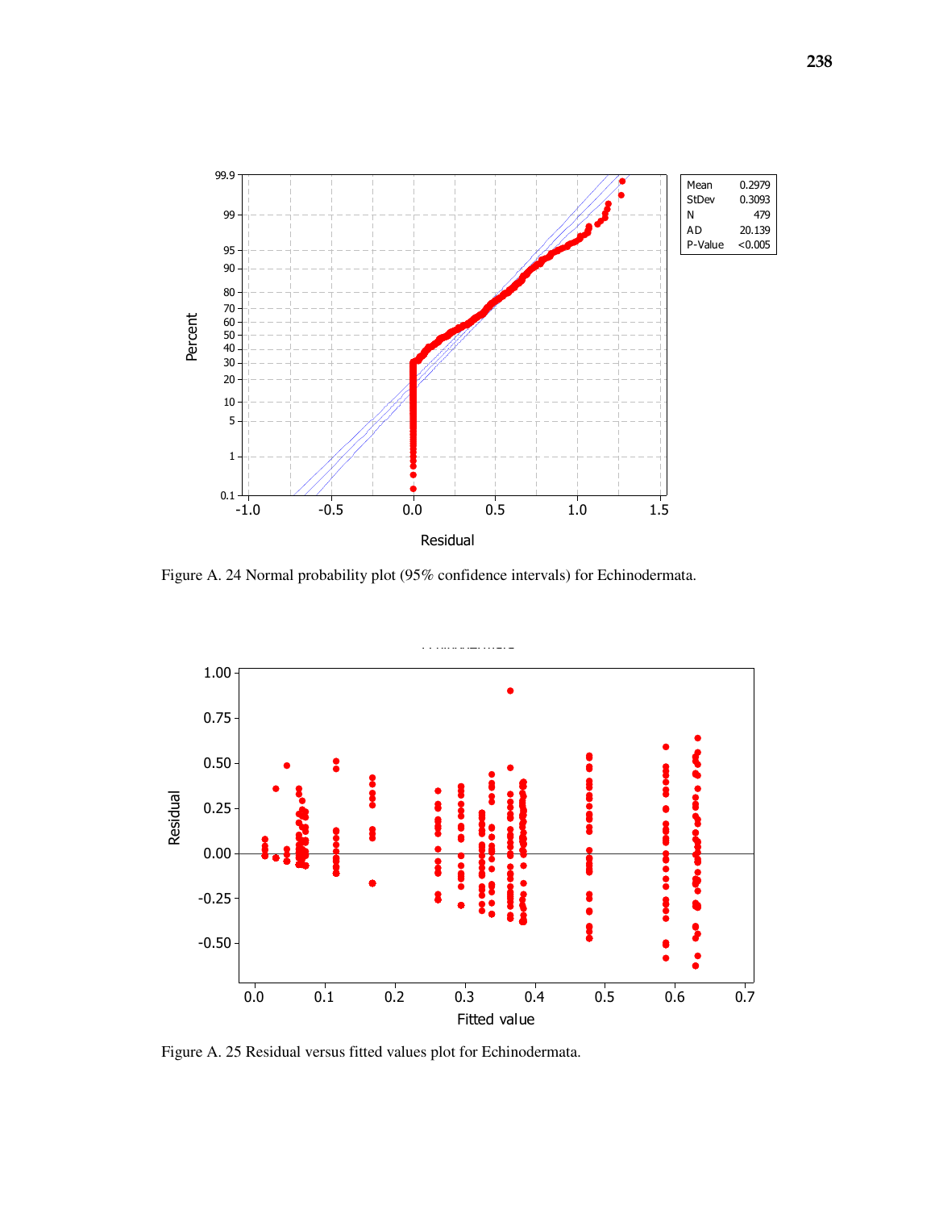Figure A. 24 Normal probability plot (95% confidence intervals) for Echinodermata.

Figure A. 25 Residual versus fitted values plot for Echinodermata.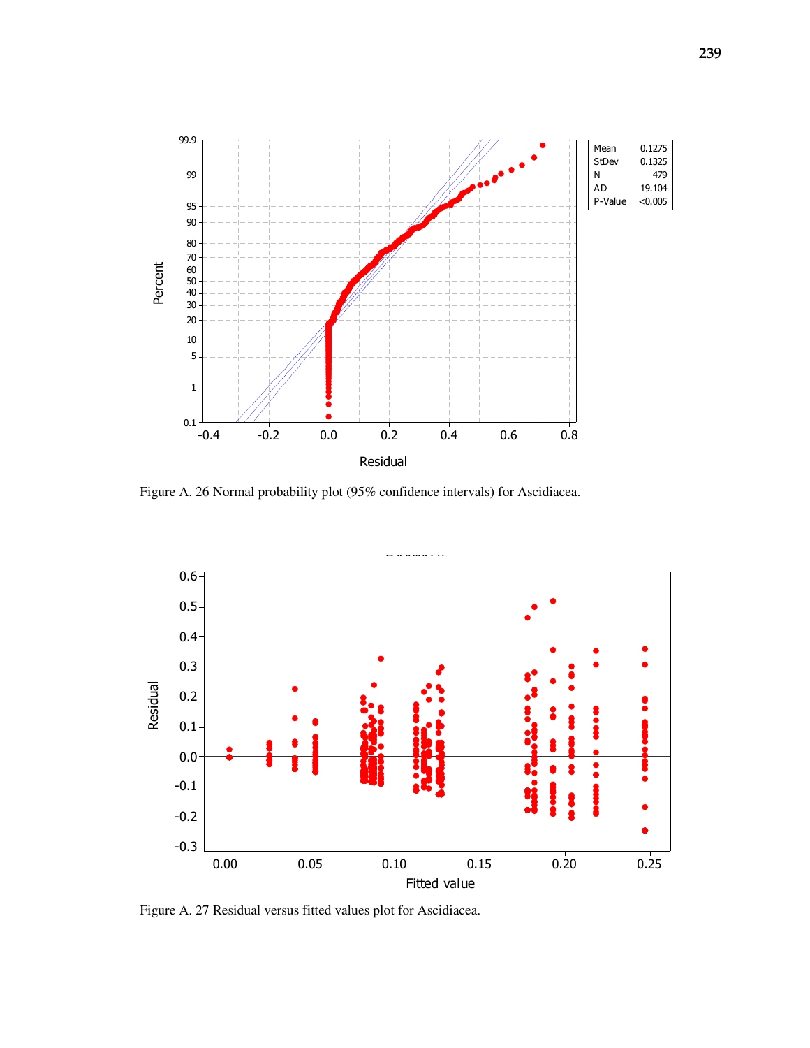Figure A. 26 Normal probability plot (95% confidence intervals) for Ascidiacea.

Figure A. 27 Residual versus fitted values plot for Ascidiacea.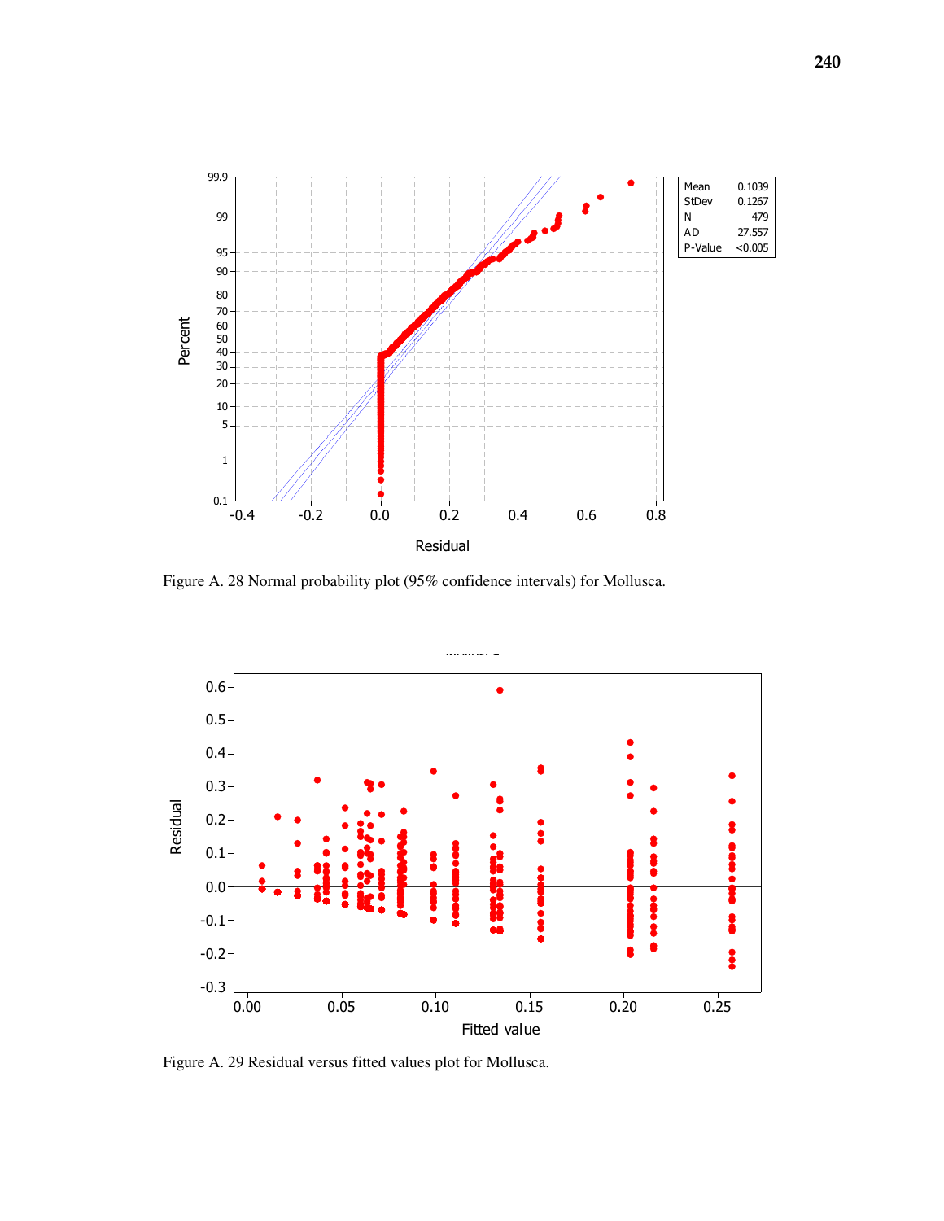Figure A. 28 Normal probability plot (95% confidence intervals) for Mollusca.

Figure A. 29 Residual versus fitted values plot for Mollusca.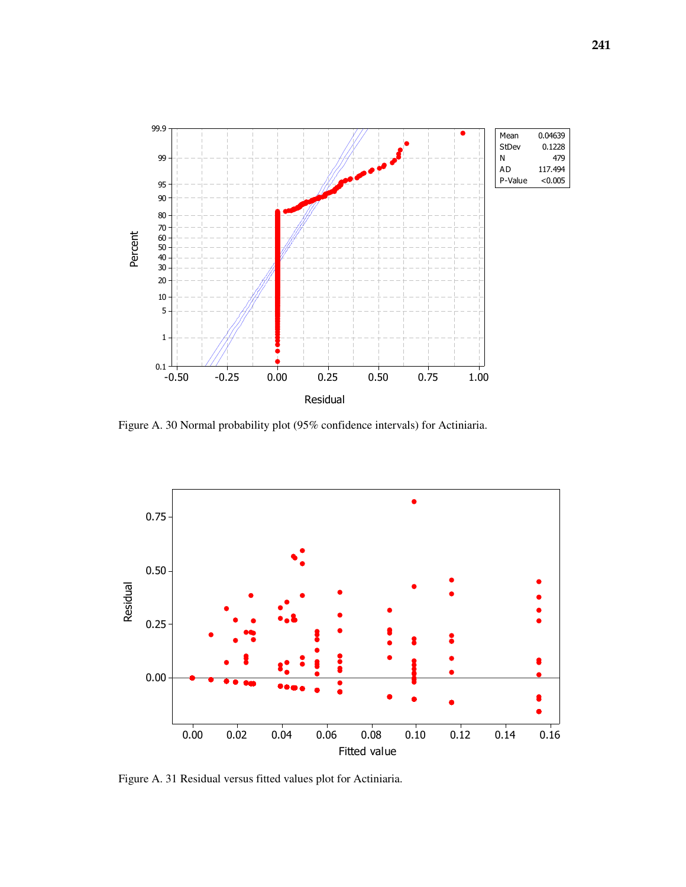Figure A. 30 Normal probability plot (95% confidence intervals) for Actiniaria.

Figure A. 31 Residual versus fitted values plot for Actiniaria.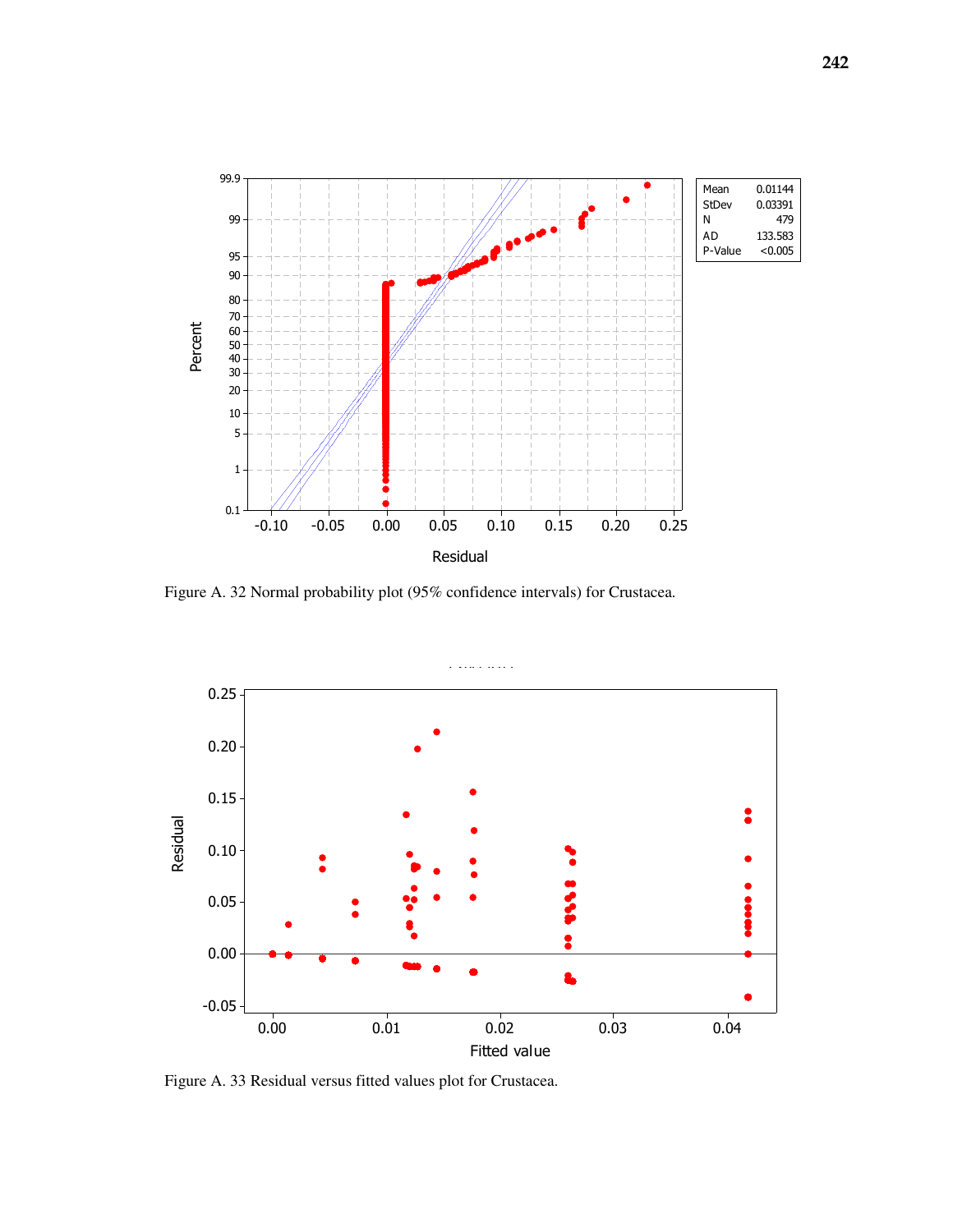| Mean | 0.01144 |
| --- | --- |
| StDev | 0.03391 |
| N | 479 |
| AD | 133.583 |
| P-Value | <0.005 |

Figure A. 32 Normal probability plot (95% confidence intervals) for Crustacea.

Figure A. 33 Residual versus fitted values plot for Crustacea.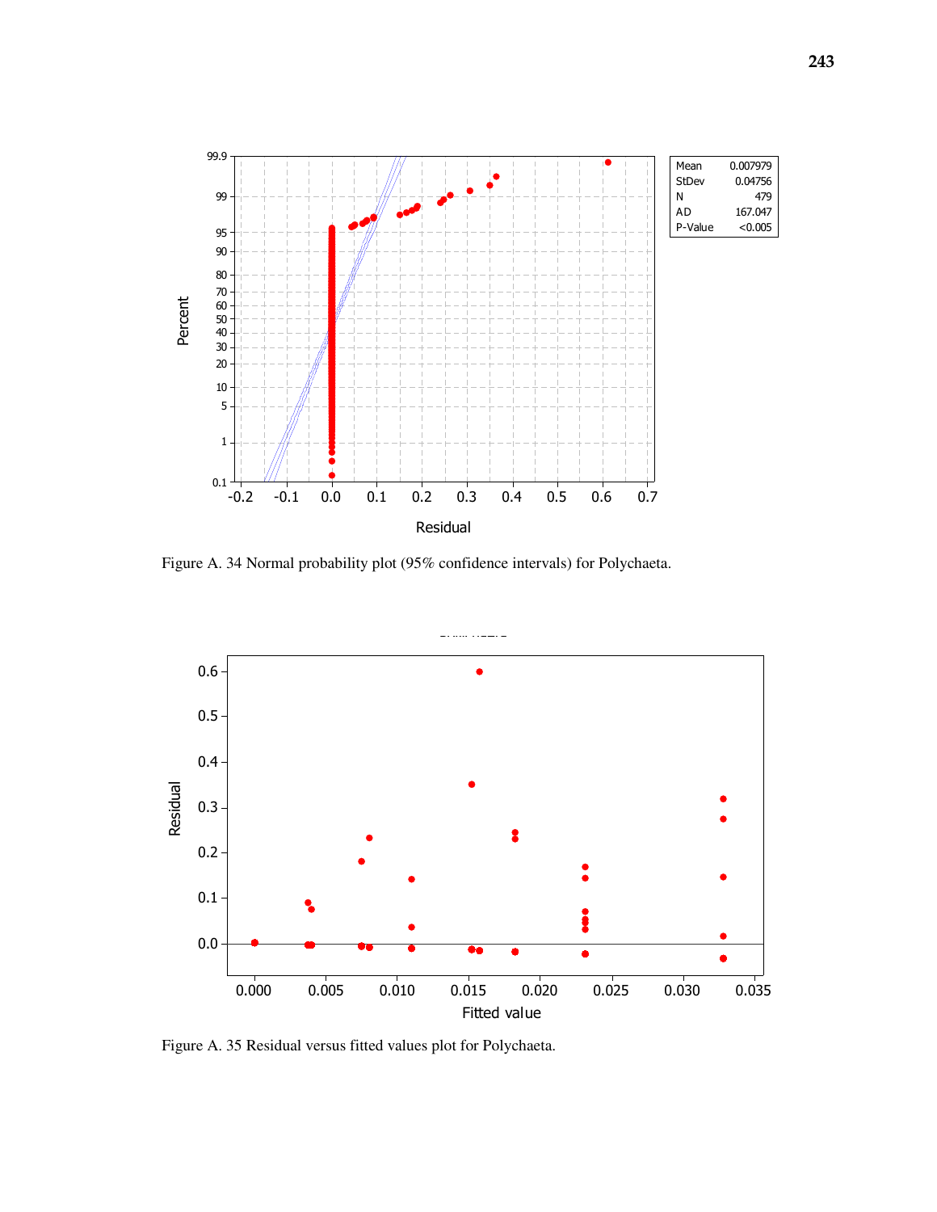Figure A. 34 Normal probability plot (95% confidence intervals) for Polychaeta.

Figure A. 35 Residual versus fitted values plot for Polychaeta.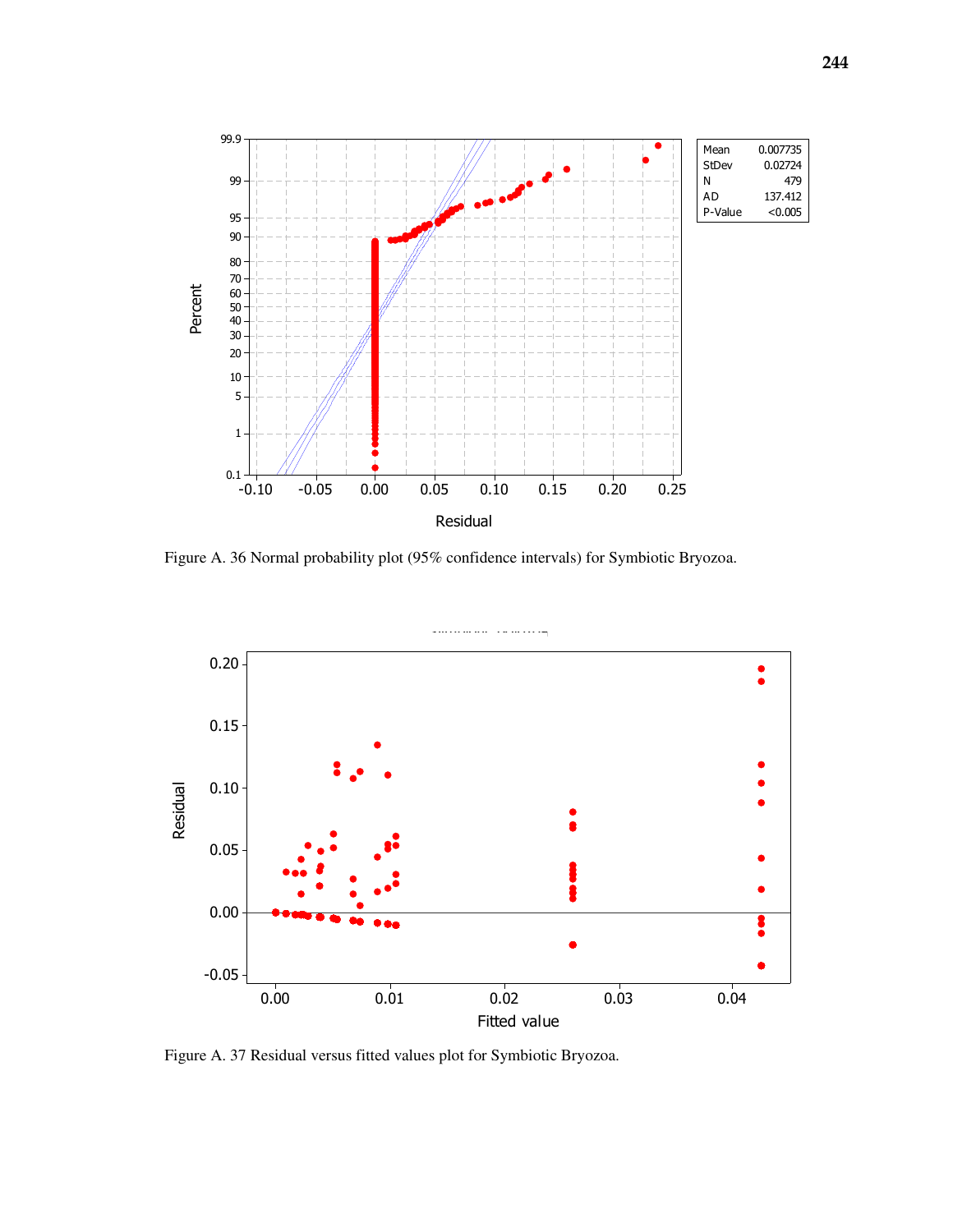| Mean | 0.007735 |
|---|---|
| StDev | 0.02724 |
| N | 479 |
| AD | 137.412 |
| P-Value | <0.005 |

Figure A. 36 Normal probability plot (95% confidence intervals) for Symbiotic Bryozoa.

Figure A. 37 Residual versus fitted values plot for Symbiotic Bryozoa.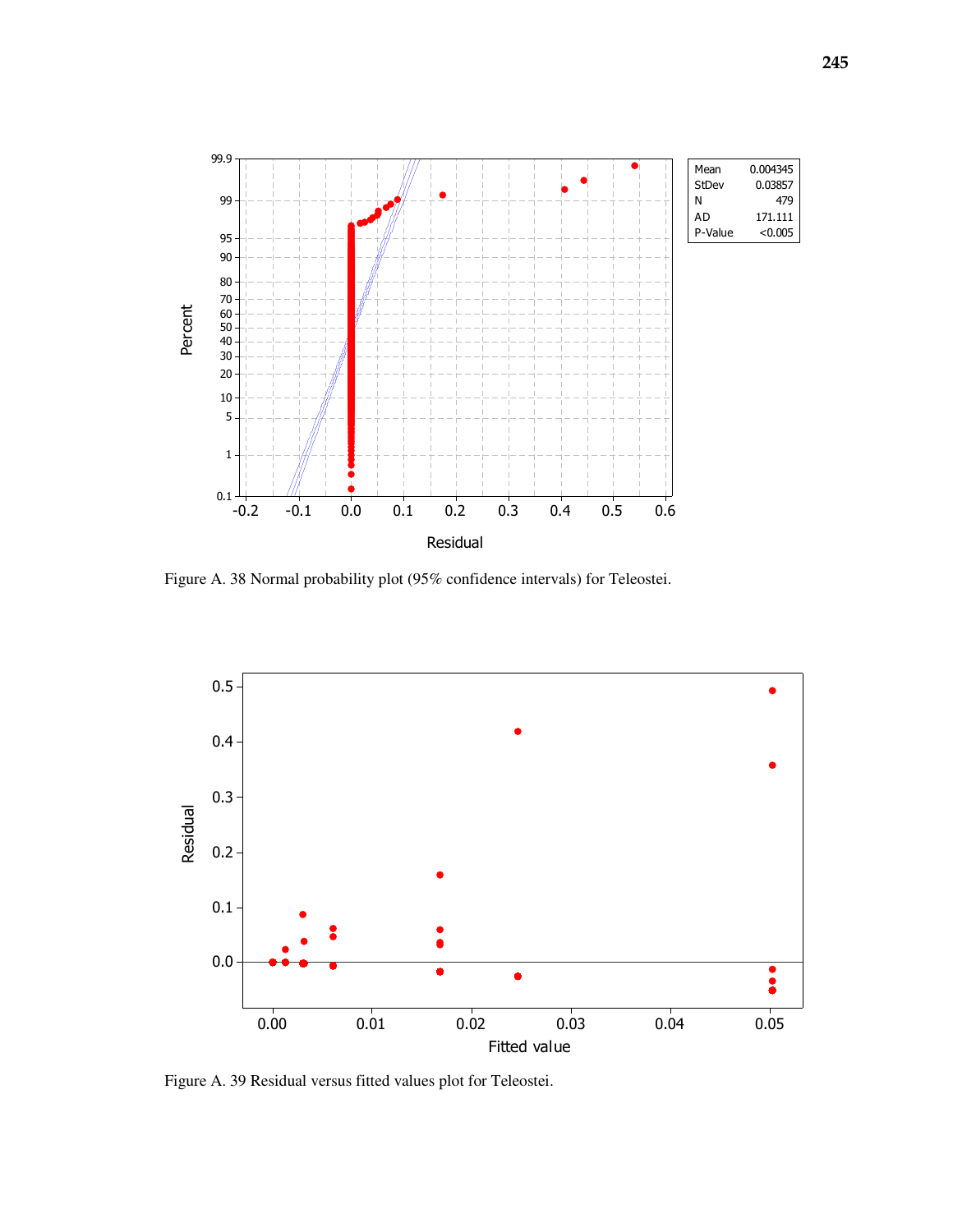Figure A. 38 Normal probability plot (95% confidence intervals) for Teleostei.

Figure A. 39 Residual versus fitted values plot for Teleostei.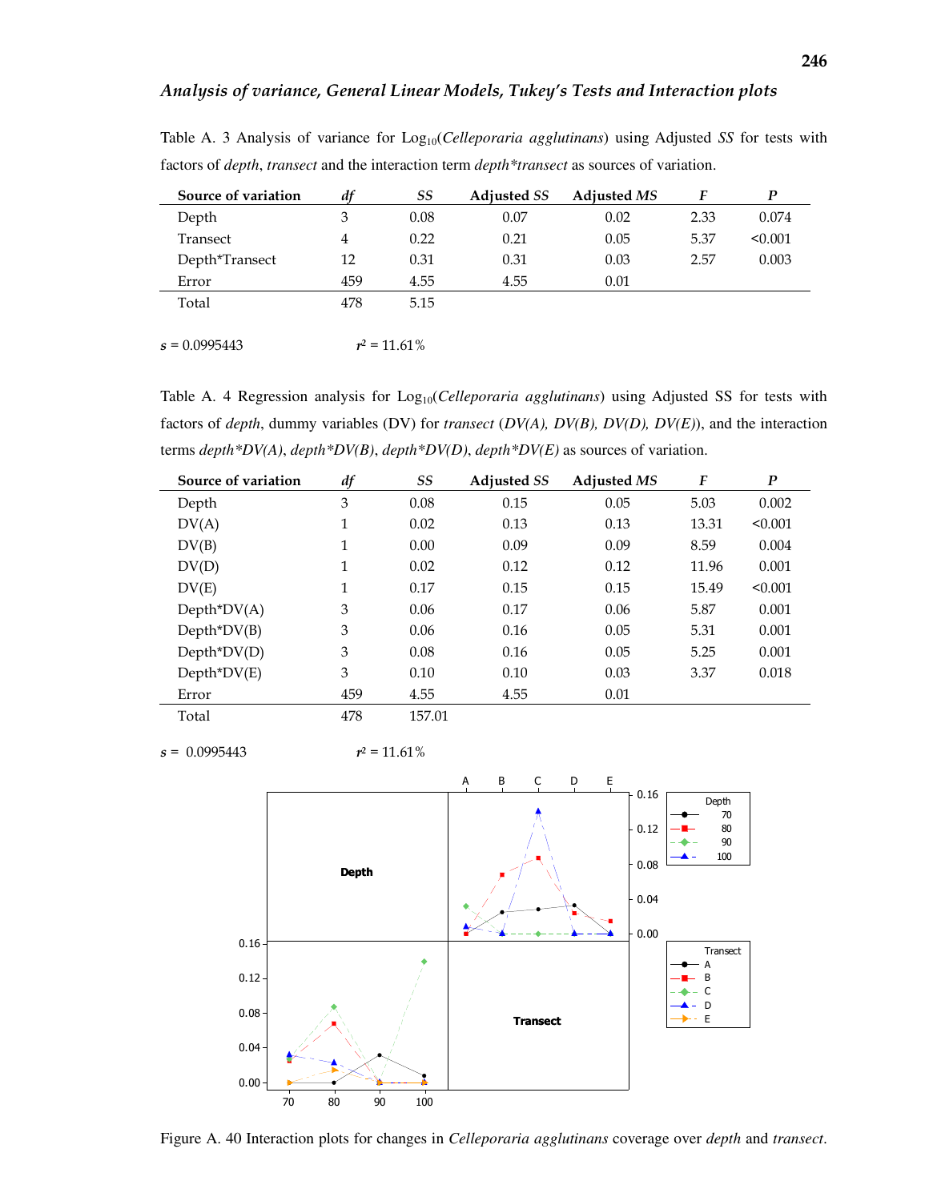## *Analysis of variance, General Linear Models, Tukey's Tests and Interaction plots*

Table A. 3 Analysis of variance for $Log_{10}$(*Celleporaria agglutinans*) using Adjusted *SS* for tests with factors of *depth*, *transect* and the interaction term *depth*\*transect* as sources of variation.

| Source of variation | *df* | *SS* | Adjusted *SS* | Adjusted *MS* | *F* | *P* |
|---|---|---|---|---|---|---|
| Depth | 3 | 0.08 | 0.07 | 0.02 | 2.33 | 0.074 |
| Transect | 4 | 0.22 | 0.21 | 0.05 | 5.37 | <0.001 |
| Depth*Transect | 12 | 0.31 | 0.31 | 0.03 | 2.57 | 0.003 |
| Error | 459 | 4.55 | 4.55 | 0.01 | | |
| Total | 478 | 5.15 | | | | |

$s$ = 0.0995443 $r^2$ = 11.61%

Table A. 4 Regression analysis for $Log_{10}$(*Celleporaria agglutinans*) using Adjusted SS for tests with factors of *depth*, dummy variables (DV) for *transect* (*DV(A), DV(B), DV(D), DV(E)*), and the interaction terms *depth*\*DV(A)*, *depth*\*DV(B)*, *depth*\*DV(D)*, *depth*\*DV(E)* as sources of variation.

| Source of variation | *df* | *SS* | Adjusted *SS* | Adjusted *MS* | *F* | *P* |
|---|---|---|---|---|---|---|
| Depth | 3 | 0.08 | 0.15 | 0.05 | 5.03 | 0.002 |
| DV(A) | 1 | 0.02 | 0.13 | 0.13 | 13.31 | <0.001 |
| DV(B) | 1 | 0.00 | 0.09 | 0.09 | 8.59 | 0.004 |
| DV(D) | 1 | 0.02 | 0.12 | 0.12 | 11.96 | 0.001 |
| DV(E) | 1 | 0.17 | 0.15 | 0.15 | 15.49 | <0.001 |
| Depth*DV(A) | 3 | 0.06 | 0.17 | 0.06 | 5.87 | 0.001 |
| Depth*DV(B) | 3 | 0.06 | 0.16 | 0.05 | 5.31 | 0.001 |
| Depth*DV(D) | 3 | 0.08 | 0.16 | 0.05 | 5.25 | 0.001 |
| Depth*DV(E) | 3 | 0.10 | 0.10 | 0.03 | 3.37 | 0.018 |
| Error | 459 | 4.55 | 4.55 | 0.01 | | |
| Total | 478 | 157.01 | | | | |

$s$ = 0.0995443 $r^2$ = 11.61%

Figure A. 40 Interaction plots for changes in *Celleporaria agglutinans* coverage over *depth* and *transect*.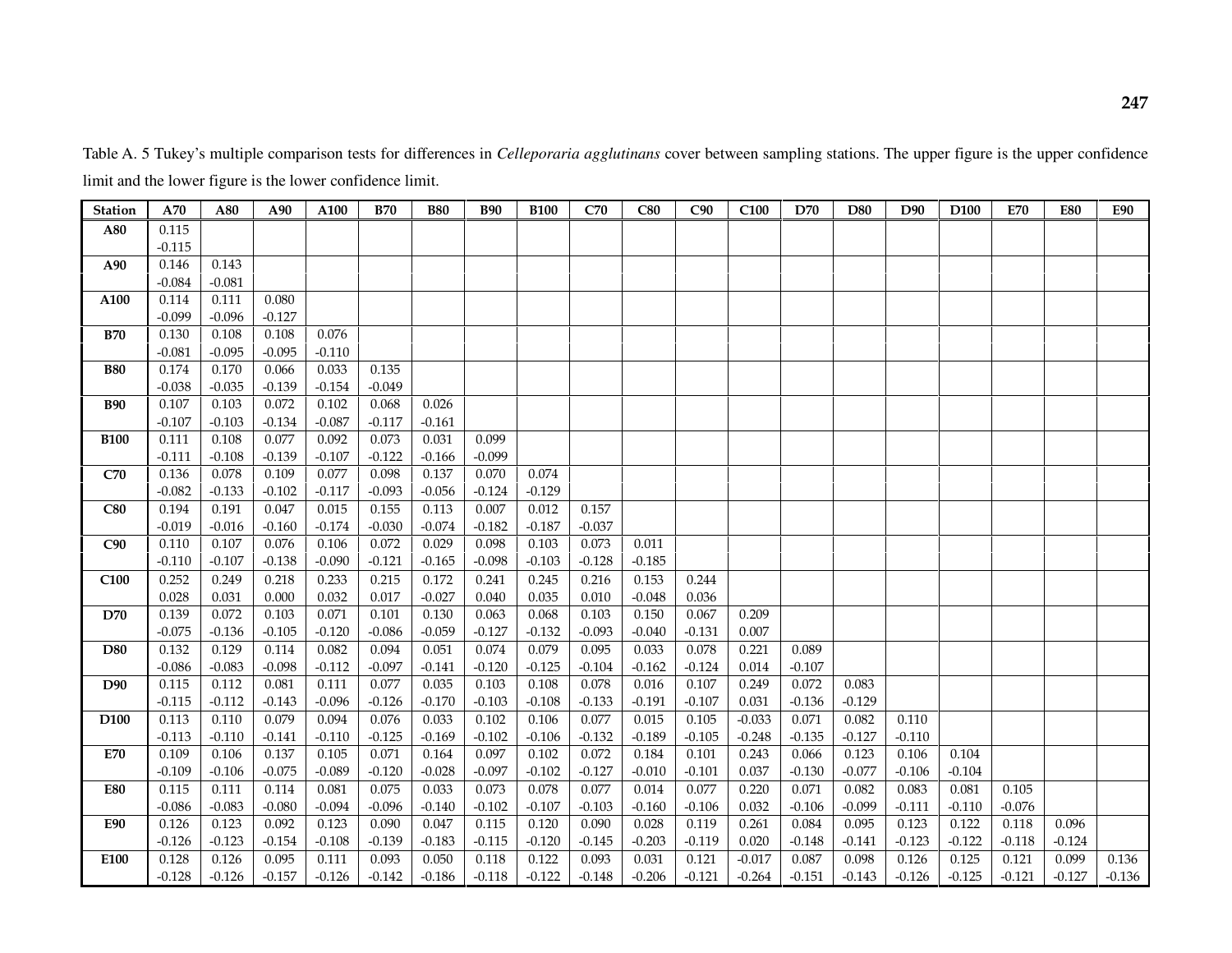Table A. 5 Tukey's multiple comparison tests for differences in *Celleporaria agglutinans* cover between sampling stations. The upper figure is the upper confidence limit and the lower figure is the lower confidence limit.

| Station | A70 | A80 | A90 | A100 | B70 | B80 | B90 | B100 | C70 | C80 | C90 | C100 | D70 | D80 | D90 | D100 | E70 | E80 | E90 |
|---|---|---|---|---|---|---|---|---|---|---|---|---|---|---|---|---|---|---|---|
| A80 | 0.115 | | | | | | | | | | | | | | | | | | |
| | -0.115 | | | | | | | | | | | | | | | | | | |
| A90 | 0.146 | 0.143 | | | | | | | | | | | | | | | | | |
| | -0.084 | -0.081 | | | | | | | | | | | | | | | | | |
| A100 | 0.114 | 0.111 | 0.080 | | | | | | | | | | | | | | | | |
| | -0.099 | -0.096 | -0.127 | | | | | | | | | | | | | | | | |
| B70 | 0.130 | 0.108 | 0.108 | 0.076 | | | | | | | | | | | | | | | |
| | -0.081 | -0.095 | -0.095 | -0.110 | | | | | | | | | | | | | | | |
| B80 | 0.174 | 0.170 | 0.066 | 0.033 | 0.135 | | | | | | | | | | | | | | |
| | -0.038 | -0.035 | -0.139 | -0.154 | -0.049 | | | | | | | | | | | | | | |
| B90 | 0.107 | 0.103 | 0.072 | 0.102 | 0.068 | 0.026 | | | | | | | | | | | | | |
| | -0.107 | -0.103 | -0.134 | -0.087 | -0.117 | -0.161 | | | | | | | | | | | | | |
| B100 | 0.111 | 0.108 | 0.077 | 0.092 | 0.073 | 0.031 | 0.099 | | | | | | | | | | | | |
| | -0.111 | -0.108 | -0.139 | -0.107 | -0.122 | -0.166 | -0.099 | | | | | | | | | | | | |
| C70 | 0.136 | 0.078 | 0.109 | 0.077 | 0.098 | 0.137 | 0.070 | 0.074 | | | | | | | | | | | |
| | -0.082 | -0.133 | -0.102 | -0.117 | -0.093 | -0.056 | -0.124 | -0.129 | | | | | | | | | | | |
| C80 | 0.194 | 0.191 | 0.047 | 0.015 | 0.155 | 0.113 | 0.007 | 0.012 | 0.157 | | | | | | | | | | |
| | -0.019 | -0.016 | -0.160 | -0.174 | -0.030 | -0.074 | -0.182 | -0.187 | -0.037 | | | | | | | | | | |
| C90 | 0.110 | 0.107 | 0.076 | 0.106 | 0.072 | 0.029 | 0.098 | 0.103 | 0.073 | 0.011 | | | | | | | | | |
| | -0.110 | -0.107 | -0.138 | -0.090 | -0.121 | -0.165 | -0.098 | -0.103 | -0.128 | -0.185 | | | | | | | | | |
| C100 | 0.252 | 0.249 | 0.218 | 0.233 | 0.215 | 0.172 | 0.241 | 0.245 | 0.216 | 0.153 | 0.244 | | | | | | | | |
| | 0.028 | 0.031 | 0.000 | 0.032 | 0.017 | -0.027 | 0.040 | 0.035 | 0.010 | -0.048 | 0.036 | | | | | | | | |
| D70 | 0.139 | 0.072 | 0.103 | 0.071 | 0.101 | 0.130 | 0.063 | 0.068 | 0.103 | 0.150 | 0.067 | 0.209 | | | | | | | |
| | -0.075 | -0.136 | -0.105 | -0.120 | -0.086 | -0.059 | -0.127 | -0.132 | -0.093 | -0.040 | -0.131 | 0.007 | | | | | | | |
| D80 | 0.132 | 0.129 | 0.114 | 0.082 | 0.094 | 0.051 | 0.074 | 0.079 | 0.095 | 0.033 | 0.078 | 0.221 | 0.089 | | | | | | |
| | -0.086 | -0.083 | -0.098 | -0.112 | -0.097 | -0.141 | -0.120 | -0.125 | -0.104 | -0.162 | -0.124 | 0.014 | -0.107 | | | | | | |
| D90 | 0.115 | 0.112 | 0.081 | 0.111 | 0.077 | 0.035 | 0.103 | 0.108 | 0.078 | 0.016 | 0.107 | 0.249 | 0.072 | 0.083 | | | | | |
| | -0.115 | -0.112 | -0.143 | -0.096 | -0.126 | -0.170 | -0.103 | -0.108 | -0.133 | -0.191 | -0.107 | 0.031 | -0.136 | -0.129 | | | | | |
| D100 | 0.113 | 0.110 | 0.079 | 0.094 | 0.076 | 0.033 | 0.102 | 0.106 | 0.077 | 0.015 | 0.105 | -0.033 | 0.071 | 0.082 | 0.110 | | | | |
| | -0.113 | -0.110 | -0.141 | -0.110 | -0.125 | -0.169 | -0.102 | -0.106 | -0.132 | -0.189 | -0.105 | -0.248 | -0.135 | -0.127 | -0.110 | | | | |
| E70 | 0.109 | 0.106 | 0.137 | 0.105 | 0.071 | 0.164 | 0.097 | 0.102 | 0.072 | 0.184 | 0.101 | 0.243 | 0.066 | 0.123 | 0.106 | 0.104 | | | |
| | -0.109 | -0.106 | -0.075 | -0.089 | -0.120 | -0.028 | -0.097 | -0.102 | -0.127 | -0.010 | -0.101 | 0.037 | -0.130 | -0.077 | -0.106 | -0.104 | | | |
| E80 | 0.115 | 0.111 | 0.114 | 0.081 | 0.075 | 0.033 | 0.073 | 0.078 | 0.077 | 0.014 | 0.077 | 0.220 | 0.071 | 0.082 | 0.083 | 0.081 | 0.105 | | |
| | -0.086 | -0.083 | -0.080 | -0.094 | -0.096 | -0.140 | -0.102 | -0.107 | -0.103 | -0.160 | -0.106 | 0.032 | -0.106 | -0.099 | -0.111 | -0.110 | -0.076 | | |
| E90 | 0.126 | 0.123 | 0.092 | 0.123 | 0.090 | 0.047 | 0.115 | 0.120 | 0.090 | 0.028 | 0.119 | 0.261 | 0.084 | 0.095 | 0.123 | 0.122 | 0.118 | 0.096 | |
| | -0.126 | -0.123 | -0.154 | -0.108 | -0.139 | -0.183 | -0.115 | -0.120 | -0.145 | -0.203 | -0.119 | 0.020 | -0.148 | -0.141 | -0.123 | -0.122 | -0.118 | -0.124 | |
| E100 | 0.128 | 0.126 | 0.095 | 0.111 | 0.093 | 0.050 | 0.118 | 0.122 | 0.093 | 0.031 | 0.121 | -0.017 | 0.087 | 0.098 | 0.126 | 0.125 | 0.121 | 0.099 | 0.136 |
| | -0.128 | -0.126 | -0.157 | -0.126 | -0.142 | -0.186 | -0.118 | -0.122 | -0.148 | -0.206 | -0.121 | -0.264 | -0.151 | -0.143 | -0.126 | -0.125 | -0.121 | -0.127 | -0.136 |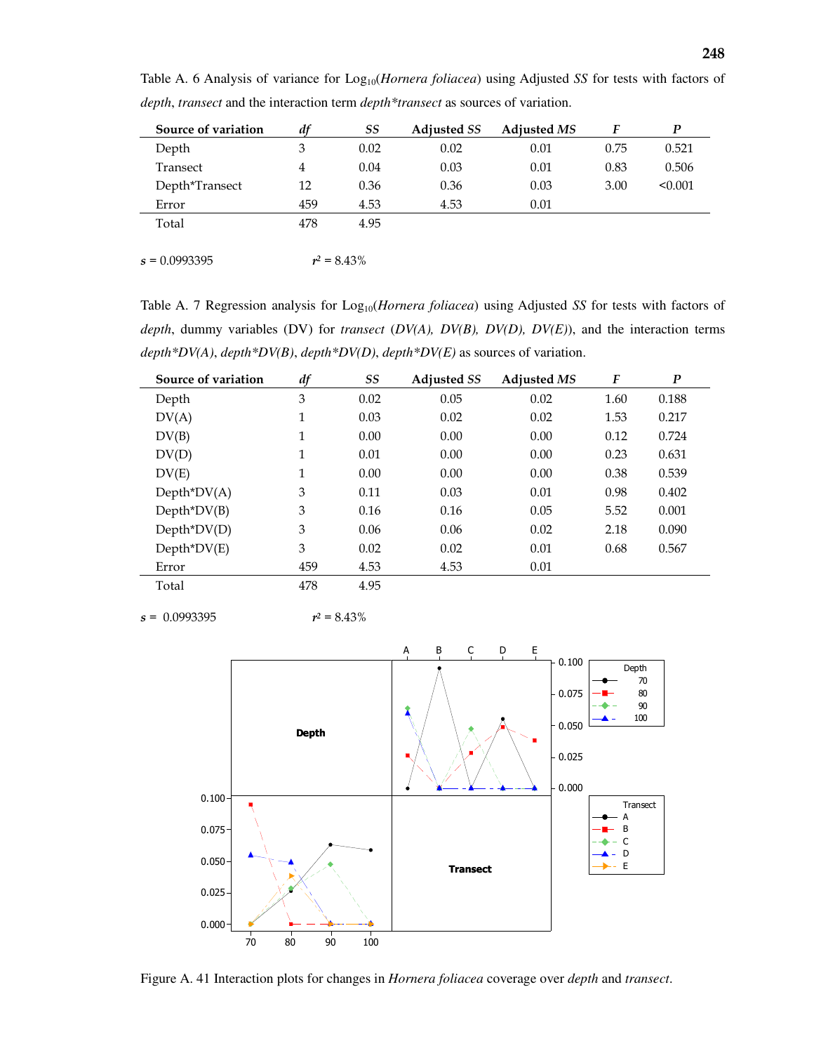Table A. 6 Analysis of variance for $Log_{10}$(*Hornera foliacea*) using Adjusted *SS* for tests with factors of *depth*, *transect* and the interaction term *depth\*transect* as sources of variation.

| Source of variation | *df* | *SS* | Adjusted *SS* | Adjusted *MS* | *F* | *P* |
|---|---|---|---|---|---|---|
| Depth | 3 | 0.02 | 0.02 | 0.01 | 0.75 | 0.521 |
| Transect | 4 | 0.04 | 0.03 | 0.01 | 0.83 | 0.506 |
| Depth*Transect | 12 | 0.36 | 0.36 | 0.03 | 3.00 | <0.001 |
| Error | 459 | 4.53 | 4.53 | 0.01 | | |
| Total | 478 | 4.95 | | | | |

$s$ = 0.0993395 $r^2$ = 8.43%

Table A. 7 Regression analysis for $Log_{10}$(*Hornera foliacea*) using Adjusted *SS* for tests with factors of *depth*, dummy variables (DV) for *transect* (*DV(A), DV(B), DV(D), DV(E)*), and the interaction terms *depth\*DV(A)*, *depth\*DV(B)*, *depth\*DV(D)*, *depth\*DV(E)* as sources of variation.

| Source of variation | *df* | *SS* | Adjusted *SS* | Adjusted *MS* | *F* | *P* |
|---|---|---|---|---|---|---|
| Depth | 3 | 0.02 | 0.05 | 0.02 | 1.60 | 0.188 |
| DV(A) | 1 | 0.03 | 0.02 | 0.02 | 1.53 | 0.217 |
| DV(B) | 1 | 0.00 | 0.00 | 0.00 | 0.12 | 0.724 |
| DV(D) | 1 | 0.01 | 0.00 | 0.00 | 0.23 | 0.631 |
| DV(E) | 1 | 0.00 | 0.00 | 0.00 | 0.38 | 0.539 |
| Depth*DV(A) | 3 | 0.11 | 0.03 | 0.01 | 0.98 | 0.402 |
| Depth*DV(B) | 3 | 0.16 | 0.16 | 0.05 | 5.52 | 0.001 |
| Depth*DV(D) | 3 | 0.06 | 0.06 | 0.02 | 2.18 | 0.090 |
| Depth*DV(E) | 3 | 0.02 | 0.02 | 0.01 | 0.68 | 0.567 |
| Error | 459 | 4.53 | 4.53 | 0.01 | | |
| Total | 478 | 4.95 | | | | |

$s$ = 0.0993395 $r^2$ = 8.43%

Figure A. 41 Interaction plots for changes in *Hornera foliacea* coverage over *depth* and *transect*.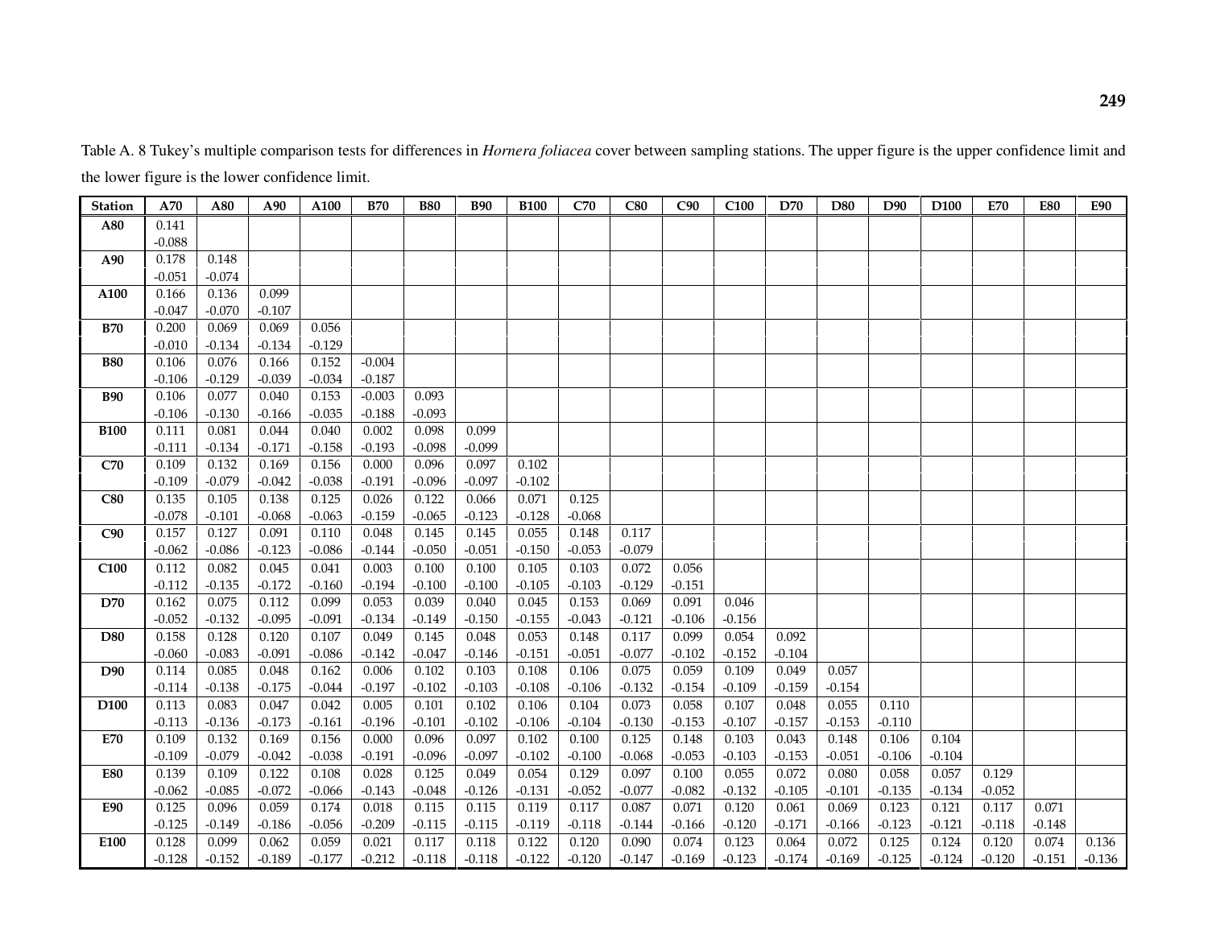Table A. 8 Tukey's multiple comparison tests for differences in *Hornera foliacea* cover between sampling stations. The upper figure is the upper confidence limit and the lower figure is the lower confidence limit.

| Station | A70 | A80 | A90 | A100 | B70 | B80 | B90 | B100 | C70 | C80 | C90 | C100 | D70 | D80 | D90 | D100 | E70 | E80 | E90 |
|---|---|---|---|---|---|---|---|---|---|---|---|---|---|---|---|---|---|---|---|
| **A80** | 0.141 | | | | | | | | | | | | | | | | | | |
| | -0.088 | | | | | | | | | | | | | | | | | | |
| **A90** | 0.178 | 0.148 | | | | | | | | | | | | | | | | | |
| | -0.051 | -0.074 | | | | | | | | | | | | | | | | | |
| **A100** | 0.166 | 0.136 | 0.099 | | | | | | | | | | | | | | | | |
| | -0.047 | -0.070 | -0.107 | | | | | | | | | | | | | | | | |
| **B70** | 0.200 | 0.069 | 0.069 | 0.056 | | | | | | | | | | | | | | | |
| | -0.010 | -0.134 | -0.134 | -0.129 | | | | | | | | | | | | | | | |
| **B80** | 0.106 | 0.076 | 0.166 | 0.152 | -0.004 | | | | | | | | | | | | | | |
| | -0.106 | -0.129 | -0.039 | -0.034 | -0.187 | | | | | | | | | | | | | | |
| **B90** | 0.106 | 0.077 | 0.040 | 0.153 | -0.003 | 0.093 | | | | | | | | | | | | | |
| | -0.106 | -0.130 | -0.166 | -0.035 | -0.188 | -0.093 | | | | | | | | | | | | | |
| **B100** | 0.111 | 0.081 | 0.044 | 0.040 | 0.002 | 0.098 | 0.099 | | | | | | | | | | | | |
| | -0.111 | -0.134 | -0.171 | -0.158 | -0.193 | -0.098 | -0.099 | | | | | | | | | | | | |
| **C70** | 0.109 | 0.132 | 0.169 | 0.156 | 0.000 | 0.096 | 0.097 | 0.102 | | | | | | | | | | | |
| | -0.109 | -0.079 | -0.042 | -0.038 | -0.191 | -0.096 | -0.097 | -0.102 | | | | | | | | | | | |
| **C80** | 0.135 | 0.105 | 0.138 | 0.125 | 0.026 | 0.122 | 0.066 | 0.071 | 0.125 | | | | | | | | | | |
| | -0.078 | -0.101 | -0.068 | -0.063 | -0.159 | -0.065 | -0.123 | -0.128 | -0.068 | | | | | | | | | | |
| **C90** | 0.157 | 0.127 | 0.091 | 0.110 | 0.048 | 0.145 | 0.145 | 0.055 | 0.148 | 0.117 | | | | | | | | | |
| | -0.062 | -0.086 | -0.123 | -0.086 | -0.144 | -0.050 | -0.051 | -0.150 | -0.053 | -0.079 | | | | | | | | | |
| **C100** | 0.112 | 0.082 | 0.045 | 0.041 | 0.003 | 0.100 | 0.100 | 0.105 | 0.103 | 0.072 | 0.056 | | | | | | | | |
| | -0.112 | -0.135 | -0.172 | -0.160 | -0.194 | -0.100 | -0.100 | -0.105 | -0.103 | -0.129 | -0.151 | | | | | | | | |
| **D70** | 0.162 | 0.075 | 0.112 | 0.099 | 0.053 | 0.039 | 0.040 | 0.045 | 0.153 | 0.069 | 0.091 | 0.046 | | | | | | | |
| | -0.052 | -0.132 | -0.095 | -0.091 | -0.134 | -0.149 | -0.150 | -0.155 | -0.043 | -0.121 | -0.106 | -0.156 | | | | | | | |
| **D80** | 0.158 | 0.128 | 0.120 | 0.107 | 0.049 | 0.145 | 0.048 | 0.053 | 0.148 | 0.117 | 0.099 | 0.054 | 0.092 | | | | | | |
| | -0.060 | -0.083 | -0.091 | -0.086 | -0.142 | -0.047 | -0.146 | -0.151 | -0.051 | -0.077 | -0.102 | -0.152 | -0.104 | | | | | | |
| **D90** | 0.114 | 0.085 | 0.048 | 0.162 | 0.006 | 0.102 | 0.103 | 0.108 | 0.106 | 0.075 | 0.059 | 0.109 | 0.049 | 0.057 | | | | | |
| | -0.114 | -0.138 | -0.175 | -0.044 | -0.197 | -0.102 | -0.103 | -0.108 | -0.106 | -0.132 | -0.154 | -0.109 | -0.159 | -0.154 | | | | | |
| **D100** | 0.113 | 0.083 | 0.047 | 0.042 | 0.005 | 0.101 | 0.102 | 0.106 | 0.104 | 0.073 | 0.058 | 0.107 | 0.048 | 0.055 | 0.110 | | | | |
| | -0.113 | -0.136 | -0.173 | -0.161 | -0.196 | -0.101 | -0.102 | -0.106 | -0.104 | -0.130 | -0.153 | -0.107 | -0.157 | -0.153 | -0.110 | | | | |
| **E70** | 0.109 | 0.132 | 0.169 | 0.156 | 0.000 | 0.096 | 0.097 | 0.102 | 0.100 | 0.125 | 0.148 | 0.103 | 0.043 | 0.148 | 0.106 | 0.104 | | | |
| | -0.109 | -0.079 | -0.042 | -0.038 | -0.191 | -0.096 | -0.097 | -0.102 | -0.100 | -0.068 | -0.053 | -0.103 | -0.153 | -0.051 | -0.106 | -0.104 | | | |
| **E80** | 0.139 | 0.109 | 0.122 | 0.108 | 0.028 | 0.125 | 0.049 | 0.054 | 0.129 | 0.097 | 0.100 | 0.055 | 0.072 | 0.080 | 0.058 | 0.057 | 0.129 | | |
| | -0.062 | -0.085 | -0.072 | -0.066 | -0.143 | -0.048 | -0.126 | -0.131 | -0.052 | -0.077 | -0.082 | -0.132 | -0.105 | -0.101 | -0.135 | -0.134 | -0.052 | | |
| **E90** | 0.125 | 0.096 | 0.059 | 0.174 | 0.018 | 0.115 | 0.115 | 0.119 | 0.117 | 0.087 | 0.071 | 0.120 | 0.061 | 0.069 | 0.123 | 0.121 | 0.117 | 0.071 | |
| | -0.125 | -0.149 | -0.186 | -0.056 | -0.209 | -0.115 | -0.115 | -0.119 | -0.118 | -0.144 | -0.166 | -0.120 | -0.171 | -0.166 | -0.123 | -0.121 | -0.118 | -0.148 | |
| **E100** | 0.128 | 0.099 | 0.062 | 0.059 | 0.021 | 0.117 | 0.118 | 0.122 | 0.120 | 0.090 | 0.074 | 0.123 | 0.064 | 0.072 | 0.125 | 0.124 | 0.120 | 0.074 | 0.136 |
| | -0.128 | -0.152 | -0.189 | -0.177 | -0.212 | -0.118 | -0.118 | -0.122 | -0.120 | -0.147 | -0.169 | -0.123 | -0.174 | -0.169 | -0.125 | -0.124 | -0.120 | -0.151 | -0.136 |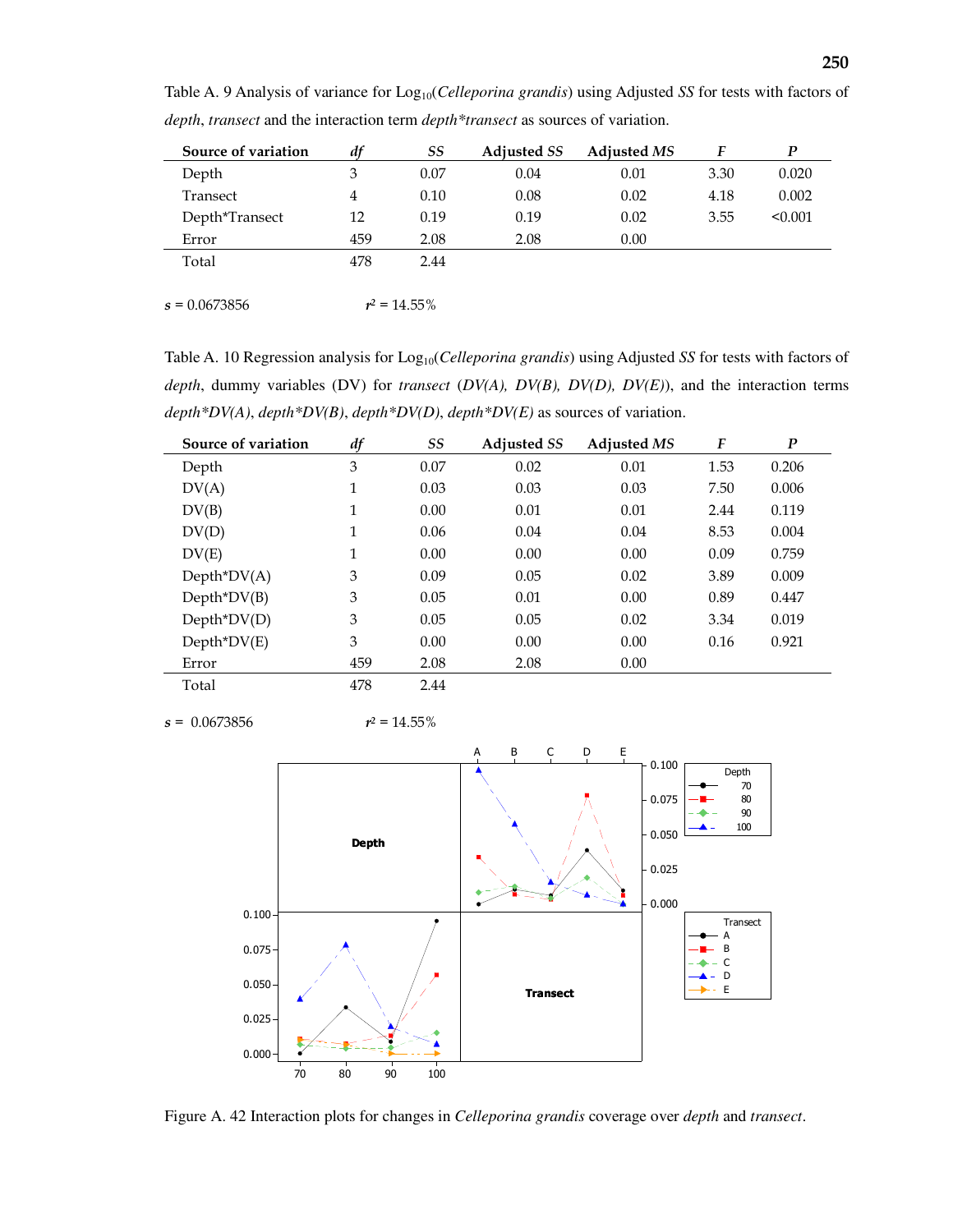Table A. 9 Analysis of variance for $Log_{10}$(*Celleporina grandis*) using Adjusted *SS* for tests with factors of *depth*, *transect* and the interaction term *depth\*transect* as sources of variation.

| Source of variation | *df* | *SS* | Adjusted *SS* | Adjusted *MS* | *F* | *P* |
|---|---|---|---|---|---|---|
| Depth | 3 | 0.07 | 0.04 | 0.01 | 3.30 | 0.020 |
| Transect | 4 | 0.10 | 0.08 | 0.02 | 4.18 | 0.002 |
| Depth*Transect | 12 | 0.19 | 0.19 | 0.02 | 3.55 | <0.001 |
| Error | 459 | 2.08 | 2.08 | 0.00 | | |
| Total | 478 | 2.44 | | | | |

$s$ = 0.0673856 $r^2$ = 14.55%

Table A. 10 Regression analysis for $Log_{10}$(*Celleporina grandis*) using Adjusted *SS* for tests with factors of *depth*, dummy variables (DV) for *transect* (*DV(A), DV(B), DV(D), DV(E)*), and the interaction terms *depth\*DV(A)*, *depth\*DV(B)*, *depth\*DV(D)*, *depth\*DV(E)* as sources of variation.

| Source of variation | *df* | *SS* | Adjusted *SS* | Adjusted *MS* | *F* | *P* |
|---|---|---|---|---|---|---|
| Depth | 3 | 0.07 | 0.02 | 0.01 | 1.53 | 0.206 |
| DV(A) | 1 | 0.03 | 0.03 | 0.03 | 7.50 | 0.006 |
| DV(B) | 1 | 0.00 | 0.01 | 0.01 | 2.44 | 0.119 |
| DV(D) | 1 | 0.06 | 0.04 | 0.04 | 8.53 | 0.004 |
| DV(E) | 1 | 0.00 | 0.00 | 0.00 | 0.09 | 0.759 |
| Depth*DV(A) | 3 | 0.09 | 0.05 | 0.02 | 3.89 | 0.009 |
| Depth*DV(B) | 3 | 0.05 | 0.01 | 0.00 | 0.89 | 0.447 |
| Depth*DV(D) | 3 | 0.05 | 0.05 | 0.02 | 3.34 | 0.019 |
| Depth*DV(E) | 3 | 0.00 | 0.00 | 0.00 | 0.16 | 0.921 |
| Error | 459 | 2.08 | 2.08 | 0.00 | | |
| Total | 478 | 2.44 | | | | |

$s$ = 0.0673856 $r^2$ = 14.55%

Figure A. 42 Interaction plots for changes in *Celleporina grandis* coverage over *depth* and *transect*.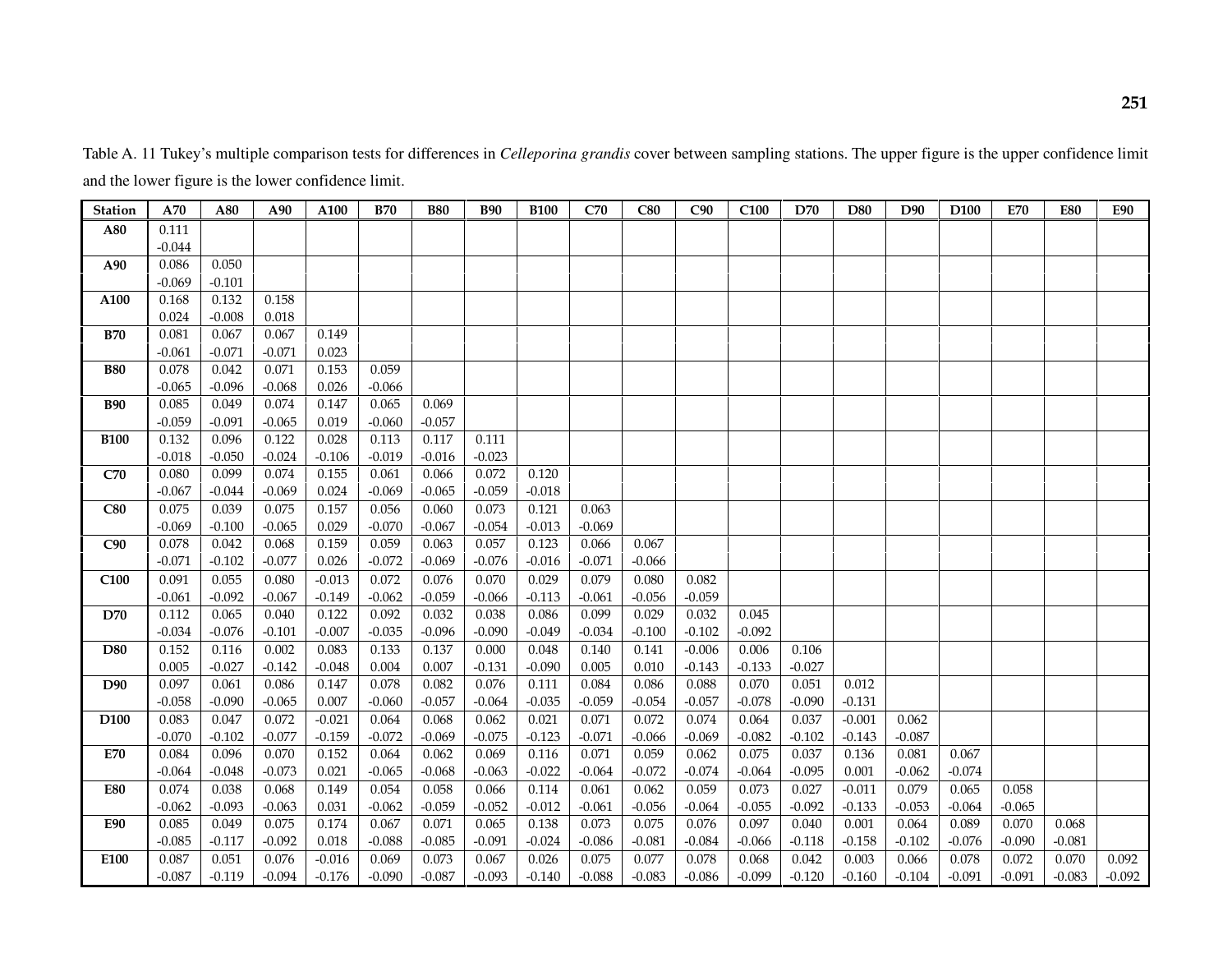Table A. 11 Tukey's multiple comparison tests for differences in *Celleporina grandis* cover between sampling stations. The upper figure is the upper confidence limit and the lower figure is the lower confidence limit.

| Station | A70 | A80 | A90 | A100 | B70 | B80 | B90 | B100 | C70 | C80 | C90 | C100 | D70 | D80 | D90 | D100 | E70 | E80 | E90 |
|---|---|---|---|---|---|---|---|---|---|---|---|---|---|---|---|---|---|---|---|
| **A80** | 0.111<br>-0.044 | | | | | | | | | | | | | | | | | | |
| **A90** | 0.086<br>-0.069 | 0.050<br>-0.101 | | | | | | | | | | | | | | | | | |
| **A100** | 0.168<br>0.024 | 0.132<br>-0.008 | 0.158<br>0.018 | | | | | | | | | | | | | | | | |
| **B70** | 0.081<br>-0.061 | 0.067<br>-0.071 | 0.067<br>-0.071 | 0.149<br>0.023 | | | | | | | | | | | | | | | |
| **B80** | 0.078<br>-0.065 | 0.042<br>-0.096 | 0.071<br>-0.068 | 0.153<br>0.026 | 0.059<br>-0.066 | | | | | | | | | | | | | | |
| **B90** | 0.085<br>-0.059 | 0.049<br>-0.091 | 0.074<br>-0.065 | 0.147<br>0.019 | 0.065<br>-0.060 | 0.069<br>-0.057 | | | | | | | | | | | | | |
| **B100** | 0.132<br>-0.018 | 0.096<br>-0.050 | 0.122<br>-0.024 | 0.028<br>-0.106 | 0.113<br>-0.019 | 0.117<br>-0.016 | 0.111<br>-0.023 | | | | | | | | | | | | |
| **C70** | 0.080<br>-0.067 | 0.099<br>-0.044 | 0.074<br>-0.069 | 0.155<br>0.024 | 0.061<br>-0.069 | 0.066<br>-0.065 | 0.072<br>-0.059 | 0.120<br>-0.018 | | | | | | | | | | | |
| **C80** | 0.075<br>-0.069 | 0.039<br>-0.100 | 0.075<br>-0.065 | 0.157<br>0.029 | 0.056<br>-0.070 | 0.060<br>-0.067 | 0.073<br>-0.054 | 0.121<br>-0.013 | 0.063<br>-0.069 | | | | | | | | | | |
| **C90** | 0.078<br>-0.071 | 0.042<br>-0.102 | 0.068<br>-0.077 | 0.159<br>0.026 | 0.059<br>-0.072 | 0.063<br>-0.069 | 0.057<br>-0.076 | 0.123<br>-0.016 | 0.066<br>-0.071 | 0.067<br>-0.066 | | | | | | | | | |
| **C100** | 0.091<br>-0.061 | 0.055<br>-0.092 | 0.080<br>-0.067 | -0.013<br>-0.149 | 0.072<br>-0.062 | 0.076<br>-0.059 | 0.070<br>-0.066 | 0.029<br>-0.113 | 0.079<br>-0.061 | 0.080<br>-0.056 | 0.082<br>-0.059 | | | | | | | | |
| **D70** | 0.112<br>-0.034 | 0.065<br>-0.076 | 0.040<br>-0.101 | 0.122<br>-0.007 | 0.092<br>-0.035 | 0.032<br>-0.096 | 0.038<br>-0.090 | 0.086<br>-0.049 | 0.099<br>-0.034 | 0.029<br>-0.100 | 0.032<br>-0.102 | 0.045<br>-0.092 | | | | | | | |
| **D80** | 0.152<br>0.005 | 0.116<br>-0.027 | 0.002<br>-0.142 | 0.083<br>-0.048 | 0.133<br>0.004 | 0.137<br>0.007 | 0.000<br>-0.131 | 0.048<br>-0.090 | 0.140<br>0.005 | 0.141<br>0.010 | -0.006<br>-0.143 | 0.006<br>-0.133 | 0.106<br>-0.027 | | | | | | |
| **D90** | 0.097<br>-0.058 | 0.061<br>-0.090 | 0.086<br>-0.065 | 0.147<br>0.007 | 0.078<br>-0.060 | 0.082<br>-0.057 | 0.076<br>-0.064 | 0.111<br>-0.035 | 0.084<br>-0.059 | 0.086<br>-0.054 | 0.088<br>-0.057 | 0.070<br>-0.078 | 0.051<br>-0.090 | 0.012<br>-0.131 | | | | | |
| **D100** | 0.083<br>-0.070 | 0.047<br>-0.102 | 0.072<br>-0.077 | -0.021<br>-0.159 | 0.064<br>-0.072 | 0.068<br>-0.069 | 0.062<br>-0.075 | 0.021<br>-0.123 | 0.071<br>-0.071 | 0.072<br>-0.066 | 0.074<br>-0.069 | 0.064<br>-0.082 | 0.037<br>-0.102 | -0.001<br>-0.143 | 0.062<br>-0.087 | | | | |
| **E70** | 0.084<br>-0.064 | 0.096<br>-0.048 | 0.070<br>-0.073 | 0.152<br>0.021 | 0.064<br>-0.065 | 0.062<br>-0.068 | 0.069<br>-0.063 | 0.116<br>-0.022 | 0.071<br>-0.064 | 0.059<br>-0.072 | 0.062<br>-0.074 | 0.075<br>-0.064 | 0.037<br>-0.095 | 0.136<br>0.001 | 0.081<br>-0.062 | 0.067<br>-0.074 | | | |
| **E80** | 0.074<br>-0.062 | 0.038<br>-0.093 | 0.068<br>-0.063 | 0.149<br>0.031 | 0.054<br>-0.062 | 0.058<br>-0.059 | 0.066<br>-0.052 | 0.114<br>-0.012 | 0.061<br>-0.061 | 0.062<br>-0.056 | 0.059<br>-0.064 | 0.073<br>-0.055 | 0.027<br>-0.092 | -0.011<br>-0.133 | 0.079<br>-0.053 | 0.065<br>-0.064 | 0.058<br>-0.065 | | |
| **E90** | 0.085<br>-0.085 | 0.049<br>-0.117 | 0.075<br>-0.092 | 0.174<br>0.018 | 0.067<br>-0.088 | 0.071<br>-0.085 | 0.065<br>-0.091 | 0.138<br>-0.024 | 0.073<br>-0.086 | 0.075<br>-0.081 | 0.076<br>-0.084 | 0.097<br>-0.066 | 0.040<br>-0.118 | 0.001<br>-0.158 | 0.064<br>-0.102 | 0.089<br>-0.076 | 0.070<br>-0.090 | 0.068<br>-0.081 | |
| **E100** | 0.087<br>-0.087 | 0.051<br>-0.119 | 0.076<br>-0.094 | -0.016<br>-0.176 | 0.069<br>-0.090 | 0.073<br>-0.087 | 0.067<br>-0.093 | 0.026<br>-0.140 | 0.075<br>-0.088 | 0.077<br>-0.083 | 0.078<br>-0.086 | 0.068<br>-0.099 | 0.042<br>-0.120 | 0.003<br>-0.160 | 0.066<br>-0.104 | 0.078<br>-0.091 | 0.072<br>-0.091 | 0.070<br>-0.083 | 0.092<br>-0.092 |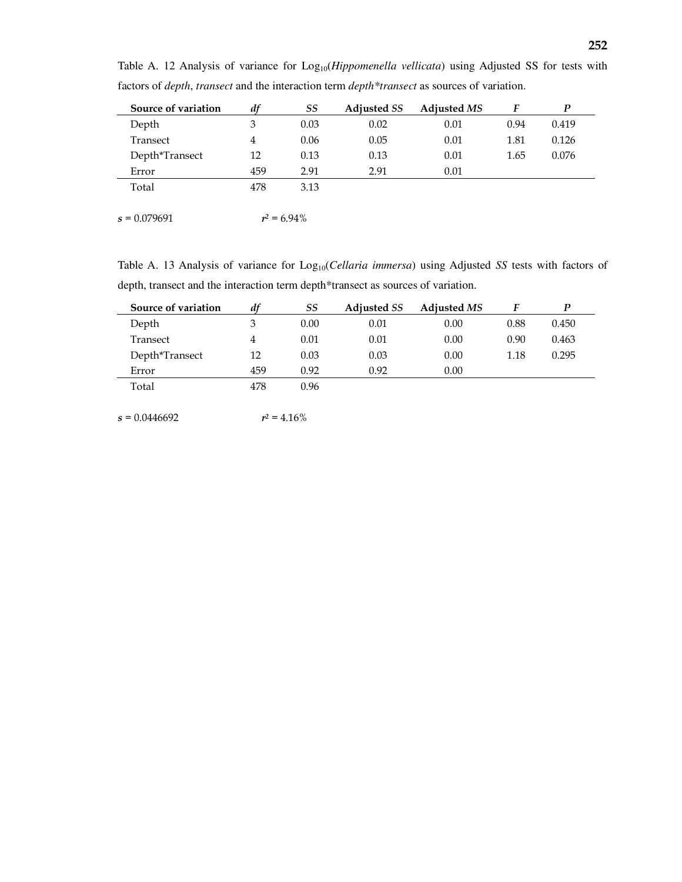Table A. 12 Analysis of variance for $Log_{10}$(*Hippomenella vellicata*) using Adjusted SS for tests with factors of *depth*, *transect* and the interaction term *depth*transect* as sources of variation.

| Source of variation | *df* | *SS* | Adjusted *SS* | Adjusted *MS* | *F* | *P* |
|---|---|---|---|---|---|---|
| Depth | 3 | 0.03 | 0.02 | 0.01 | 0.94 | 0.419 |
| Transect | 4 | 0.06 | 0.05 | 0.01 | 1.81 | 0.126 |
| Depth*Transect | 12 | 0.13 | 0.13 | 0.01 | 1.65 | 0.076 |
| Error | 459 | 2.91 | 2.91 | 0.01 | | |
| Total | 478 | 3.13 | | | | |

$s$ = 0.079691 $r^2$ = 6.94%

Table A. 13 Analysis of variance for $Log_{10}$(*Cellaria immersa*) using Adjusted *SS* tests with factors of depth, transect and the interaction term depth*transect as sources of variation.

| Source of variation | *df* | *SS* | Adjusted *SS* | Adjusted *MS* | *F* | *P* |
|---|---|---|---|---|---|---|
| Depth | 3 | 0.00 | 0.01 | 0.00 | 0.88 | 0.450 |
| Transect | 4 | 0.01 | 0.01 | 0.00 | 0.90 | 0.463 |
| Depth*Transect | 12 | 0.03 | 0.03 | 0.00 | 1.18 | 0.295 |
| Error | 459 | 0.92 | 0.92 | 0.00 | | |
| Total | 478 | 0.96 | | | | |

$s$ = 0.0446692 $r^2$ = 4.16%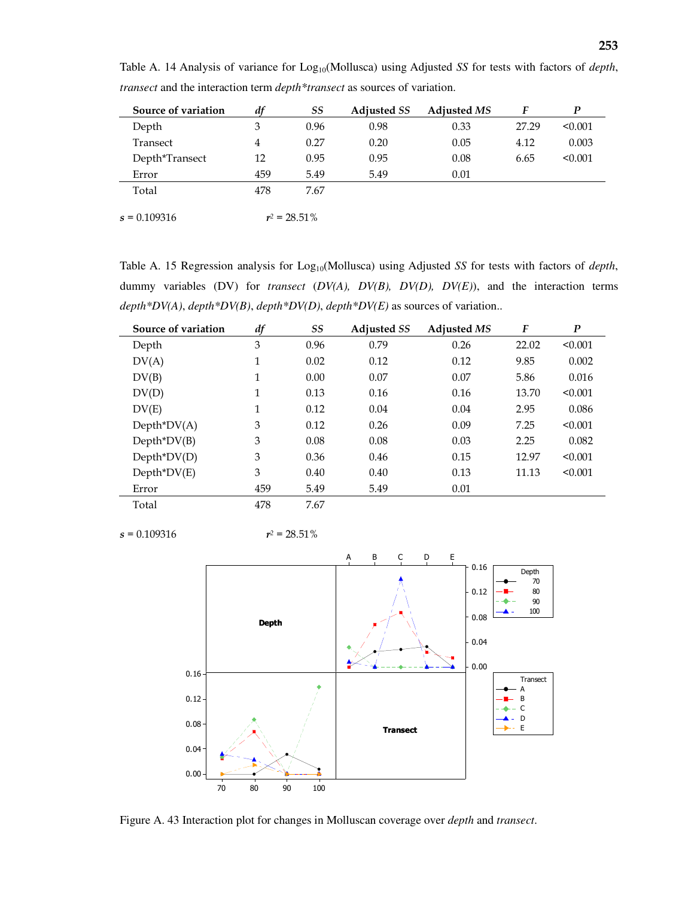Table A. 14 Analysis of variance for $Log_{10}$(Mollusca) using Adjusted *SS* for tests with factors of *depth*, *transect* and the interaction term *depth\*transect* as sources of variation.

| Source of variation | *df* | *SS* | Adjusted *SS* | Adjusted *MS* | *F* | *P* |
|---|---|---|---|---|---|---|
| Depth | 3 | 0.96 | 0.98 | 0.33 | 27.29 | <0.001 |
| Transect | 4 | 0.27 | 0.20 | 0.05 | 4.12 | 0.003 |
| Depth*Transect | 12 | 0.95 | 0.95 | 0.08 | 6.65 | <0.001 |
| Error | 459 | 5.49 | 5.49 | 0.01 | | |
| Total | 478 | 7.67 | | | | |

$s$ = 0.109316 $r^2$ = 28.51%

Table A. 15 Regression analysis for $Log_{10}$(Mollusca) using Adjusted *SS* for tests with factors of *depth*, dummy variables (DV) for *transect* (*DV(A), DV(B), DV(D), DV(E)*), and the interaction terms *depth\*DV(A)*, *depth\*DV(B)*, *depth\*DV(D)*, *depth\*DV(E)* as sources of variation..

| Source of variation | *df* | *SS* | Adjusted *SS* | Adjusted *MS* | *F* | *P* |
|---|---|---|---|---|---|---|
| Depth | 3 | 0.96 | 0.79 | 0.26 | 22.02 | <0.001 |
| DV(A) | 1 | 0.02 | 0.12 | 0.12 | 9.85 | 0.002 |
| DV(B) | 1 | 0.00 | 0.07 | 0.07 | 5.86 | 0.016 |
| DV(D) | 1 | 0.13 | 0.16 | 0.16 | 13.70 | <0.001 |
| DV(E) | 1 | 0.12 | 0.04 | 0.04 | 2.95 | 0.086 |
| Depth*DV(A) | 3 | 0.12 | 0.26 | 0.09 | 7.25 | <0.001 |
| Depth*DV(B) | 3 | 0.08 | 0.08 | 0.03 | 2.25 | 0.082 |
| Depth*DV(D) | 3 | 0.36 | 0.46 | 0.15 | 12.97 | <0.001 |
| Depth*DV(E) | 3 | 0.40 | 0.40 | 0.13 | 11.13 | <0.001 |
| Error | 459 | 5.49 | 5.49 | 0.01 | | |
| Total | 478 | 7.67 | | | | |

$s$ = 0.109316 $r^2$ = 28.51%

Figure A. 43 Interaction plot for changes in Molluscan coverage over *depth* and *transect*.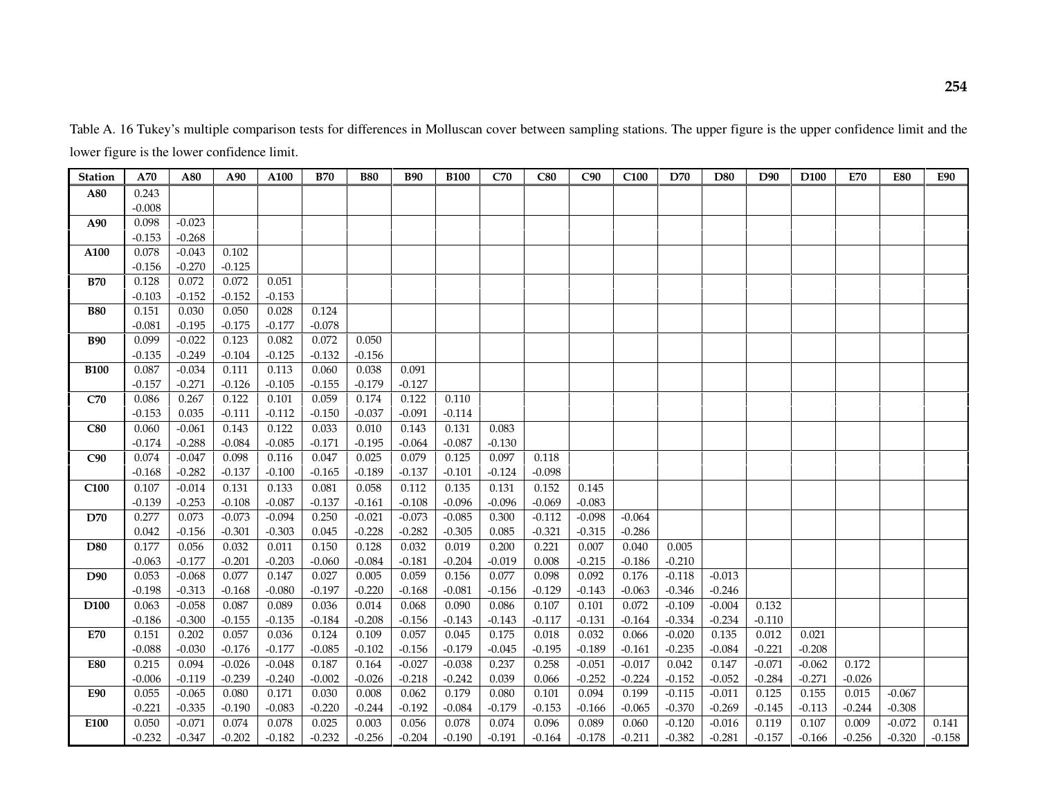Table A. 16 Tukey's multiple comparison tests for differences in Molluscan cover between sampling stations. The upper figure is the upper confidence limit and the lower figure is the lower confidence limit.

| Station | A70 | A80 | A90 | A100 | B70 | B80 | B90 | B100 | C70 | C80 | C90 | C100 | D70 | D80 | D90 | D100 | E70 | E80 | E90 |
|---|---|---|---|---|---|---|---|---|---|---|---|---|---|---|---|---|---|---|---|
| **A80** | 0.243 | | | | | | | | | | | | | | | | | | |
| | -0.008 | | | | | | | | | | | | | | | | | | |
| **A90** | 0.098 | -0.023 | | | | | | | | | | | | | | | | | |
| | -0.153 | -0.268 | | | | | | | | | | | | | | | | | |
| **A100** | 0.078 | -0.043 | 0.102 | | | | | | | | | | | | | | | | |
| | -0.156 | -0.270 | -0.125 | | | | | | | | | | | | | | | | |
| **B70** | 0.128 | 0.072 | 0.072 | 0.051 | | | | | | | | | | | | | | | |
| | -0.103 | -0.152 | -0.152 | -0.153 | | | | | | | | | | | | | | | |
| **B80** | 0.151 | 0.030 | 0.050 | 0.028 | 0.124 | | | | | | | | | | | | | | |
| | -0.081 | -0.195 | -0.175 | -0.177 | -0.078 | | | | | | | | | | | | | | |
| **B90** | 0.099 | -0.022 | 0.123 | 0.082 | 0.072 | 0.050 | | | | | | | | | | | | | |
| | -0.135 | -0.249 | -0.104 | -0.125 | -0.132 | -0.156 | | | | | | | | | | | | | |
| **B100** | 0.087 | -0.034 | 0.111 | 0.113 | 0.060 | 0.038 | 0.091 | | | | | | | | | | | | |
| | -0.157 | -0.271 | -0.126 | -0.105 | -0.155 | -0.179 | -0.127 | | | | | | | | | | | | |
| **C70** | 0.086 | 0.267 | 0.122 | 0.101 | 0.059 | 0.174 | 0.122 | 0.110 | | | | | | | | | | | |
| | -0.153 | 0.035 | -0.111 | -0.112 | -0.150 | -0.037 | -0.091 | -0.114 | | | | | | | | | | | |
| **C80** | 0.060 | -0.061 | 0.143 | 0.122 | 0.033 | 0.010 | 0.143 | 0.131 | 0.083 | | | | | | | | | | |
| | -0.174 | -0.288 | -0.084 | -0.085 | -0.171 | -0.195 | -0.064 | -0.087 | -0.130 | | | | | | | | | | |
| **C90** | 0.074 | -0.047 | 0.098 | 0.116 | 0.047 | 0.025 | 0.079 | 0.125 | 0.097 | 0.118 | | | | | | | | | |
| | -0.168 | -0.282 | -0.137 | -0.100 | -0.165 | -0.189 | -0.137 | -0.101 | -0.124 | -0.098 | | | | | | | | | |
| **C100** | 0.107 | -0.014 | 0.131 | 0.133 | 0.081 | 0.058 | 0.112 | 0.135 | 0.131 | 0.152 | 0.145 | | | | | | | | |
| | -0.139 | -0.253 | -0.108 | -0.087 | -0.137 | -0.161 | -0.108 | -0.096 | -0.096 | -0.069 | -0.083 | | | | | | | | |
| **D70** | 0.277 | 0.073 | -0.073 | -0.094 | 0.250 | -0.021 | -0.073 | -0.085 | 0.300 | -0.112 | -0.098 | -0.064 | | | | | | | |
| | 0.042 | -0.156 | -0.301 | -0.303 | 0.045 | -0.228 | -0.282 | -0.305 | 0.085 | -0.321 | -0.315 | -0.286 | | | | | | | |
| **D80** | 0.177 | 0.056 | 0.032 | 0.011 | 0.150 | 0.128 | 0.032 | 0.019 | 0.200 | 0.221 | 0.007 | 0.040 | 0.005 | | | | | | |
| | -0.063 | -0.177 | -0.201 | -0.203 | -0.060 | -0.084 | -0.181 | -0.204 | -0.019 | 0.008 | -0.215 | -0.186 | -0.210 | | | | | | |
| **D90** | 0.053 | -0.068 | 0.077 | 0.147 | 0.027 | 0.005 | 0.059 | 0.156 | 0.077 | 0.098 | 0.092 | 0.176 | -0.118 | -0.013 | | | | | |
| | -0.198 | -0.313 | -0.168 | -0.080 | -0.197 | -0.220 | -0.168 | -0.081 | -0.156 | -0.129 | -0.143 | -0.063 | -0.346 | -0.246 | | | | | |
| **D100** | 0.063 | -0.058 | 0.087 | 0.089 | 0.036 | 0.014 | 0.068 | 0.090 | 0.086 | 0.107 | 0.101 | 0.072 | -0.109 | -0.004 | 0.132 | | | | |
| | -0.186 | -0.300 | -0.155 | -0.135 | -0.184 | -0.208 | -0.156 | -0.143 | -0.143 | -0.117 | -0.131 | -0.164 | -0.334 | -0.234 | -0.110 | | | | |
| **E70** | 0.151 | 0.202 | 0.057 | 0.036 | 0.124 | 0.109 | 0.057 | 0.045 | 0.175 | 0.018 | 0.032 | 0.066 | -0.020 | 0.135 | 0.012 | 0.021 | | | |
| | -0.088 | -0.030 | -0.176 | -0.177 | -0.085 | -0.102 | -0.156 | -0.179 | -0.045 | -0.195 | -0.189 | -0.161 | -0.235 | -0.084 | -0.221 | -0.208 | | | |
| **E80** | 0.215 | 0.094 | -0.026 | -0.048 | 0.187 | 0.164 | -0.027 | -0.038 | 0.237 | 0.258 | -0.051 | -0.017 | 0.042 | 0.147 | -0.071 | -0.062 | 0.172 | | |
| | -0.006 | -0.119 | -0.239 | -0.240 | -0.002 | -0.026 | -0.218 | -0.242 | 0.039 | 0.066 | -0.252 | -0.224 | -0.152 | -0.052 | -0.284 | -0.271 | -0.026 | | |
| **E90** | 0.055 | -0.065 | 0.080 | 0.171 | 0.030 | 0.008 | 0.062 | 0.179 | 0.080 | 0.101 | 0.094 | 0.199 | -0.115 | -0.011 | 0.125 | 0.155 | 0.015 | -0.067 | |
| | -0.221 | -0.335 | -0.190 | -0.083 | -0.220 | -0.244 | -0.192 | -0.084 | -0.179 | -0.153 | -0.166 | -0.065 | -0.370 | -0.269 | -0.145 | -0.113 | -0.244 | -0.308 | |
| **E100** | 0.050 | -0.071 | 0.074 | 0.078 | 0.025 | 0.003 | 0.056 | 0.078 | 0.074 | 0.096 | 0.089 | 0.060 | -0.120 | -0.016 | 0.119 | 0.107 | 0.009 | -0.072 | 0.141 |
| | -0.232 | -0.347 | -0.202 | -0.182 | -0.232 | -0.256 | -0.204 | -0.190 | -0.191 | -0.164 | -0.178 | -0.211 | -0.382 | -0.281 | -0.157 | -0.166 | -0.256 | -0.320 | -0.158 |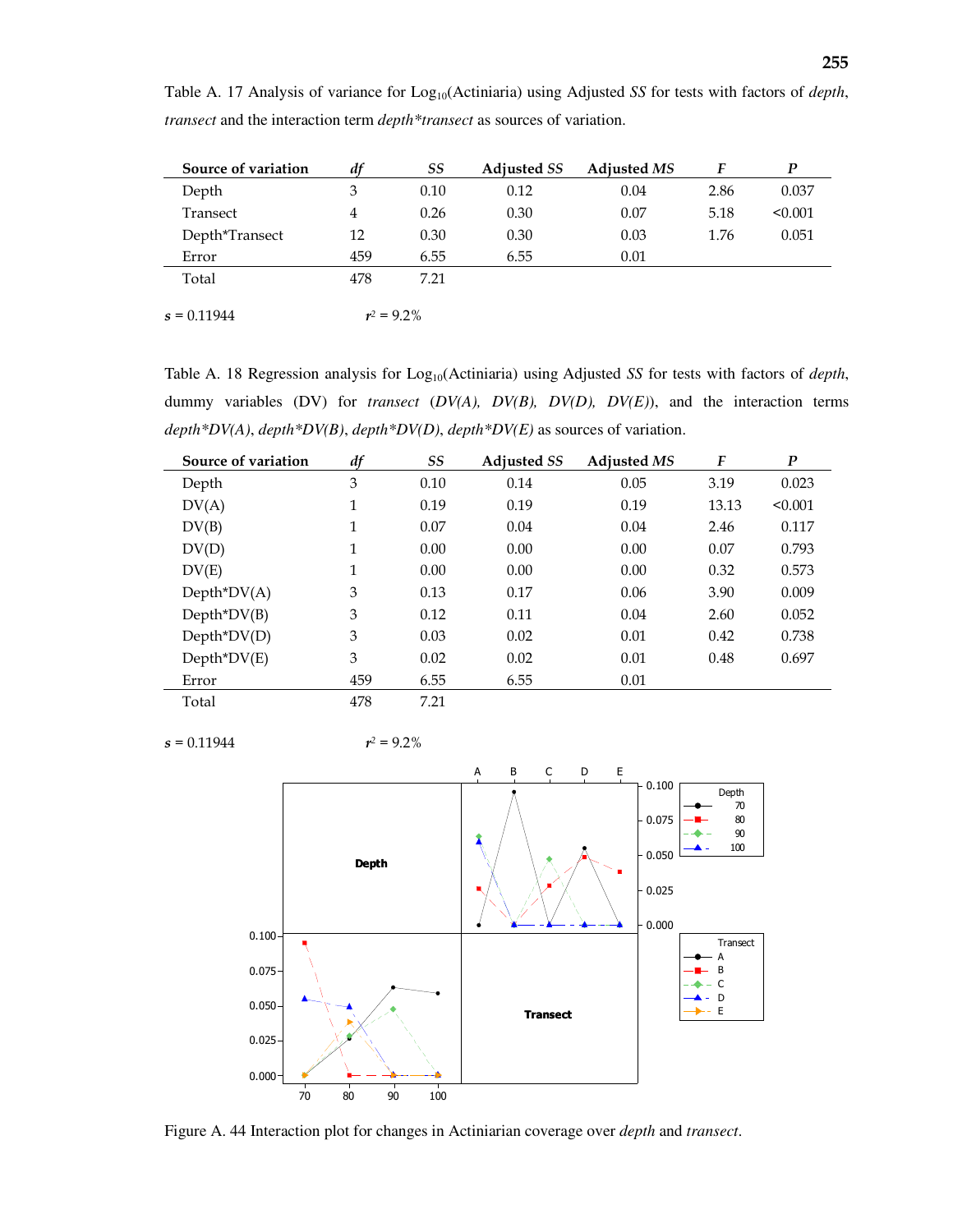Table A. 17 Analysis of variance for $Log_{10}$(Actiniaria) using Adjusted *SS* for tests with factors of *depth*, *transect* and the interaction term *depth\*transect* as sources of variation.

| Source of variation | *df* | *SS* | Adjusted *SS* | Adjusted *MS* | *F* | *P* |
|---|---|---|---|---|---|---|
| Depth | 3 | 0.10 | 0.12 | 0.04 | 2.86 | 0.037 |
| Transect | 4 | 0.26 | 0.30 | 0.07 | 5.18 | <0.001 |
| Depth*Transect | 12 | 0.30 | 0.30 | 0.03 | 1.76 | 0.051 |
| Error | 459 | 6.55 | 6.55 | 0.01 | | |
| Total | 478 | 7.21 | | | | |

$s = 0.11944$ $r^2 = 9.2\%$

Table A. 18 Regression analysis for $Log_{10}$(Actiniaria) using Adjusted *SS* for tests with factors of *depth*, dummy variables (DV) for *transect* (*DV(A), DV(B), DV(D), DV(E)*), and the interaction terms *depth\*DV(A)*, *depth\*DV(B)*, *depth\*DV(D)*, *depth\*DV(E)* as sources of variation.

| Source of variation | *df* | *SS* | Adjusted *SS* | Adjusted *MS* | *F* | *P* |
|---|---|---|---|---|---|---|
| Depth | 3 | 0.10 | 0.14 | 0.05 | 3.19 | 0.023 |
| DV(A) | 1 | 0.19 | 0.19 | 0.19 | 13.13 | <0.001 |
| DV(B) | 1 | 0.07 | 0.04 | 0.04 | 2.46 | 0.117 |
| DV(D) | 1 | 0.00 | 0.00 | 0.00 | 0.07 | 0.793 |
| DV(E) | 1 | 0.00 | 0.00 | 0.00 | 0.32 | 0.573 |
| Depth*DV(A) | 3 | 0.13 | 0.17 | 0.06 | 3.90 | 0.009 |
| Depth*DV(B) | 3 | 0.12 | 0.11 | 0.04 | 2.60 | 0.052 |
| Depth*DV(D) | 3 | 0.03 | 0.02 | 0.01 | 0.42 | 0.738 |
| Depth*DV(E) | 3 | 0.02 | 0.02 | 0.01 | 0.48 | 0.697 |
| Error | 459 | 6.55 | 6.55 | 0.01 | | |
| Total | 478 | 7.21 | | | | |

$s = 0.11944$ $r^2 = 9.2\%$

Figure A. 44 Interaction plot for changes in Actiniarian coverage over *depth* and *transect*.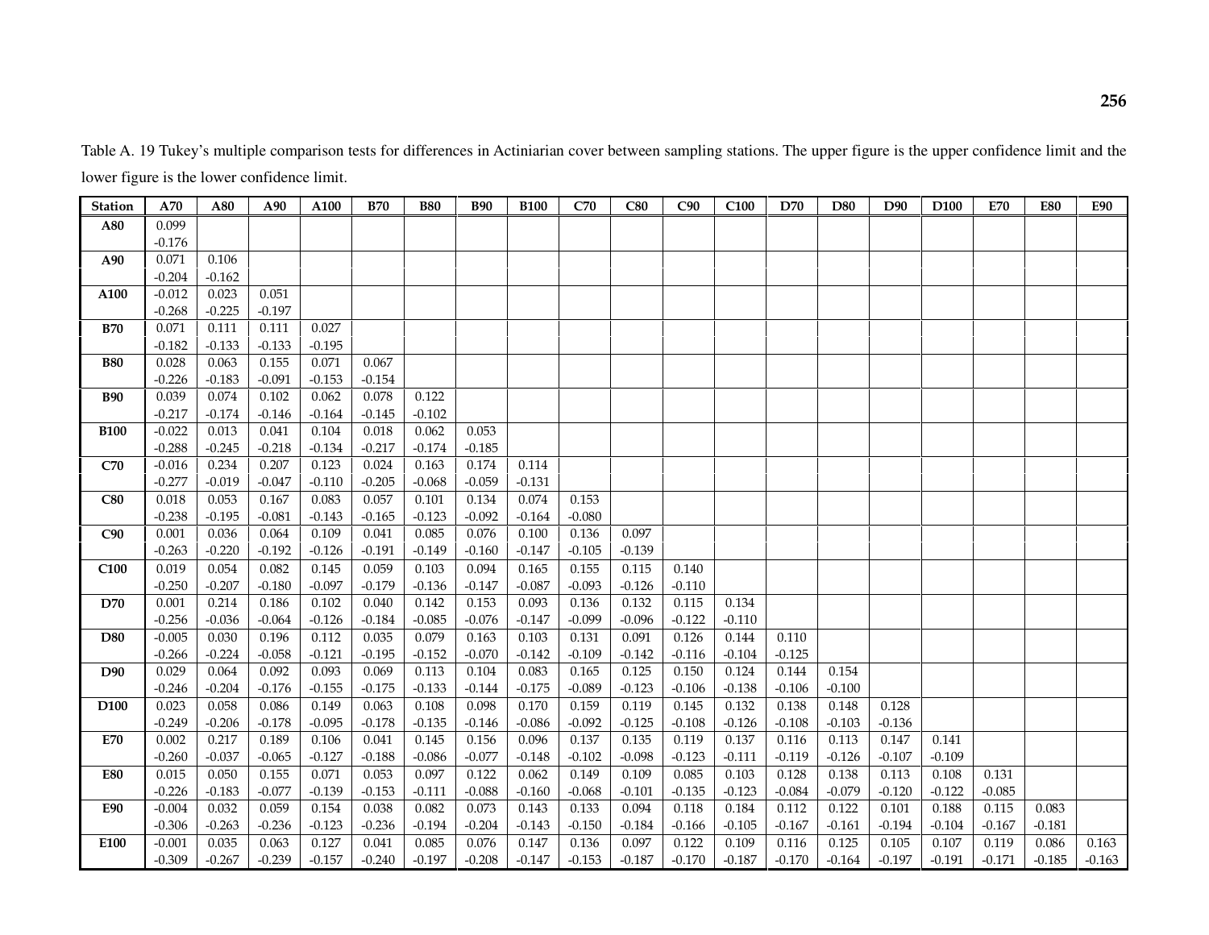Table A. 19 Tukey's multiple comparison tests for differences in Actiniarian cover between sampling stations. The upper figure is the upper confidence limit and the lower figure is the lower confidence limit.

| Station | A70 | A80 | A90 | A100 | B70 | B80 | B90 | B100 | C70 | C80 | C90 | C100 | D70 | D80 | D90 | D100 | E70 | E80 | E90 |
|---|---|---|---|---|---|---|---|---|---|---|---|---|---|---|---|---|---|---|---|
| **A80** | 0.099<br>-0.176 | | | | | | | | | | | | | | | | | | |
| **A90** | 0.071<br>-0.204 | 0.106<br>-0.162 | | | | | | | | | | | | | | | | | |
| **A100** | -0.012<br>-0.268 | 0.023<br>-0.225 | 0.051<br>-0.197 | | | | | | | | | | | | | | | | |
| **B70** | 0.071<br>-0.182 | 0.111<br>-0.133 | 0.111<br>-0.133 | 0.027<br>-0.195 | | | | | | | | | | | | | | | |
| **B80** | 0.028<br>-0.226 | 0.063<br>-0.183 | 0.155<br>-0.091 | 0.071<br>-0.153 | 0.067<br>-0.154 | | | | | | | | | | | | | | |
| **B90** | 0.039<br>-0.217 | 0.074<br>-0.174 | 0.102<br>-0.146 | 0.062<br>-0.164 | 0.078<br>-0.145 | 0.122<br>-0.102 | | | | | | | | | | | | | |
| **B100** | -0.022<br>-0.288 | 0.013<br>-0.245 | 0.041<br>-0.218 | 0.104<br>-0.134 | 0.018<br>-0.217 | 0.062<br>-0.174 | 0.053<br>-0.185 | | | | | | | | | | | | |
| **C70** | -0.016<br>-0.277 | 0.234<br>-0.019 | 0.207<br>-0.047 | 0.123<br>-0.110 | 0.024<br>-0.205 | 0.163<br>-0.068 | 0.174<br>-0.059 | 0.114<br>-0.131 | | | | | | | | | | | |
| **C80** | 0.018<br>-0.238 | 0.053<br>-0.195 | 0.167<br>-0.081 | 0.083<br>-0.143 | 0.057<br>-0.165 | 0.101<br>-0.123 | 0.134<br>-0.092 | 0.074<br>-0.164 | 0.153<br>-0.080 | | | | | | | | | | |
| **C90** | 0.001<br>-0.263 | 0.036<br>-0.220 | 0.064<br>-0.192 | 0.109<br>-0.126 | 0.041<br>-0.191 | 0.085<br>-0.149 | 0.076<br>-0.160 | 0.100<br>-0.147 | 0.136<br>-0.105 | 0.097<br>-0.139 | | | | | | | | | |
| **C100** | 0.019<br>-0.250 | 0.054<br>-0.207 | 0.082<br>-0.180 | 0.145<br>-0.097 | 0.059<br>-0.179 | 0.103<br>-0.136 | 0.094<br>-0.147 | 0.165<br>-0.087 | 0.155<br>-0.093 | 0.115<br>-0.126 | 0.140<br>-0.110 | | | | | | | | |
| **D70** | 0.001<br>-0.256 | 0.214<br>-0.036 | 0.186<br>-0.064 | 0.102<br>-0.126 | 0.040<br>-0.184 | 0.142<br>-0.085 | 0.153<br>-0.076 | 0.093<br>-0.147 | 0.136<br>-0.099 | 0.132<br>-0.096 | 0.115<br>-0.122 | 0.134<br>-0.110 | | | | | | | |
| **D80** | -0.005<br>-0.266 | 0.030<br>-0.224 | 0.196<br>-0.058 | 0.112<br>-0.121 | 0.035<br>-0.195 | 0.079<br>-0.152 | 0.163<br>-0.070 | 0.103<br>-0.142 | 0.131<br>-0.109 | 0.091<br>-0.142 | 0.126<br>-0.116 | 0.144<br>-0.104 | 0.110<br>-0.125 | | | | | | |
| **D90** | 0.029<br>-0.246 | 0.064<br>-0.204 | 0.092<br>-0.176 | 0.093<br>-0.155 | 0.069<br>-0.175 | 0.113<br>-0.133 | 0.104<br>-0.144 | 0.083<br>-0.175 | 0.165<br>-0.089 | 0.125<br>-0.123 | 0.150<br>-0.106 | 0.124<br>-0.138 | 0.144<br>-0.106 | 0.154<br>-0.100 | | | | | |
| **D100** | 0.023<br>-0.249 | 0.058<br>-0.206 | 0.086<br>-0.178 | 0.149<br>-0.095 | 0.063<br>-0.178 | 0.108<br>-0.135 | 0.098<br>-0.146 | 0.170<br>-0.086 | 0.159<br>-0.092 | 0.119<br>-0.125 | 0.145<br>-0.108 | 0.132<br>-0.126 | 0.138<br>-0.108 | 0.148<br>-0.103 | 0.128<br>-0.136 | | | | |
| **E70** | 0.002<br>-0.260 | 0.217<br>-0.037 | 0.189<br>-0.065 | 0.106<br>-0.127 | 0.041<br>-0.188 | 0.145<br>-0.086 | 0.156<br>-0.077 | 0.096<br>-0.148 | 0.137<br>-0.102 | 0.135<br>-0.098 | 0.119<br>-0.123 | 0.137<br>-0.111 | 0.116<br>-0.119 | 0.113<br>-0.126 | 0.147<br>-0.107 | 0.141<br>-0.109 | | | |
| **E80** | 0.015<br>-0.226 | 0.050<br>-0.183 | 0.155<br>-0.077 | 0.071<br>-0.139 | 0.053<br>-0.153 | 0.097<br>-0.111 | 0.122<br>-0.088 | 0.062<br>-0.160 | 0.149<br>-0.068 | 0.109<br>-0.101 | 0.085<br>-0.135 | 0.103<br>-0.123 | 0.128<br>-0.084 | 0.138<br>-0.079 | 0.113<br>-0.120 | 0.108<br>-0.122 | 0.131<br>-0.085 | | |
| **E90** | -0.004<br>-0.306 | 0.032<br>-0.263 | 0.059<br>-0.236 | 0.154<br>-0.123 | 0.038<br>-0.236 | 0.082<br>-0.194 | 0.073<br>-0.204 | 0.143<br>-0.143 | 0.133<br>-0.150 | 0.094<br>-0.184 | 0.118<br>-0.166 | 0.184<br>-0.105 | 0.112<br>-0.167 | 0.122<br>-0.161 | 0.101<br>-0.194 | 0.188<br>-0.104 | 0.115<br>-0.167 | 0.083<br>-0.181 | |
| **E100** | -0.001<br>-0.309 | 0.035<br>-0.267 | 0.063<br>-0.239 | 0.127<br>-0.157 | 0.041<br>-0.240 | 0.085<br>-0.197 | 0.076<br>-0.208 | 0.147<br>-0.147 | 0.136<br>-0.153 | 0.097<br>-0.187 | 0.122<br>-0.170 | 0.109<br>-0.187 | 0.116<br>-0.170 | 0.125<br>-0.164 | 0.105<br>-0.197 | 0.107<br>-0.191 | 0.119<br>-0.171 | 0.086<br>-0.185 | 0.163<br>-0.163 |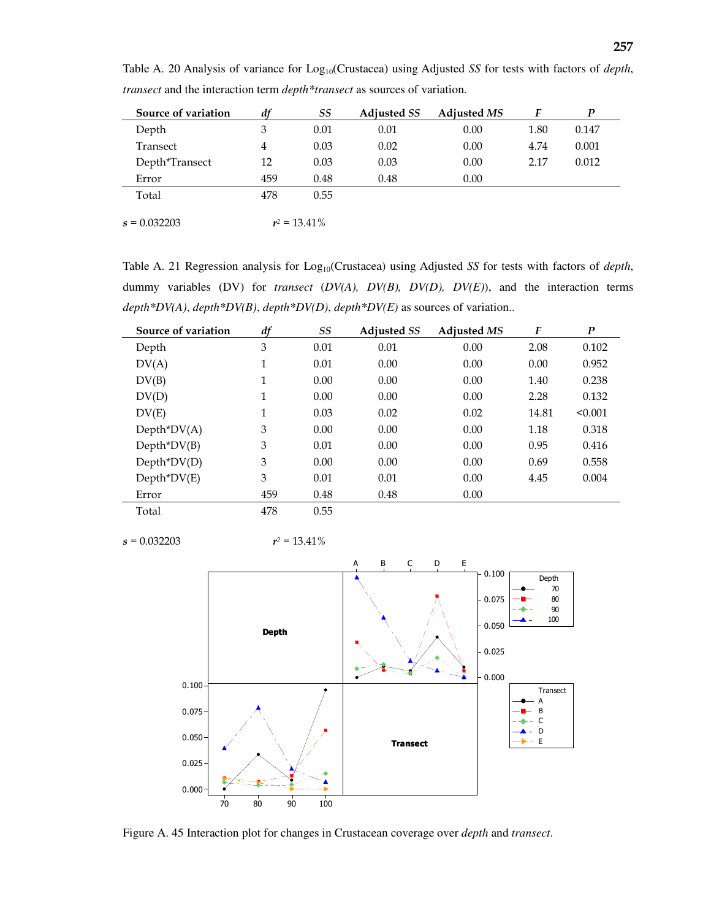Table A. 20 Analysis of variance for $Log_{10}$(Crustacea) using Adjusted *SS* for tests with factors of *depth*, *transect* and the interaction term *depth*transect* as sources of variation.

| Source of variation | *df* | *SS* | Adjusted *SS* | Adjusted *MS* | *F* | *P* |
|---|---|---|---|---|---|---|
| Depth | 3 | 0.01 | 0.01 | 0.00 | 1.80 | 0.147 |
| Transect | 4 | 0.03 | 0.02 | 0.00 | 4.74 | 0.001 |
| Depth*Transect | 12 | 0.03 | 0.03 | 0.00 | 2.17 | 0.012 |
| Error | 459 | 0.48 | 0.48 | 0.00 | | |
| Total | 478 | 0.55 | | | | |

$s$ = 0.032203 $r^2$ = 13.41%

Table A. 21 Regression analysis for $Log_{10}$(Crustacea) using Adjusted *SS* for tests with factors of *depth*, dummy variables (DV) for *transect* (*DV(A), DV(B), DV(D), DV(E)*), and the interaction terms *depth*DV(A)*, *depth*DV(B)*, *depth*DV(D)*, *depth*DV(E)* as sources of variation..

| Source of variation | *df* | *SS* | Adjusted *SS* | Adjusted *MS* | *F* | *P* |
|---|---|---|---|---|---|---|
| Depth | 3 | 0.01 | 0.01 | 0.00 | 2.08 | 0.102 |
| DV(A) | 1 | 0.01 | 0.00 | 0.00 | 0.00 | 0.952 |
| DV(B) | 1 | 0.00 | 0.00 | 0.00 | 1.40 | 0.238 |
| DV(D) | 1 | 0.00 | 0.00 | 0.00 | 2.28 | 0.132 |
| DV(E) | 1 | 0.03 | 0.02 | 0.02 | 14.81 | <0.001 |
| Depth*DV(A) | 3 | 0.00 | 0.00 | 0.00 | 1.18 | 0.318 |
| Depth*DV(B) | 3 | 0.01 | 0.00 | 0.00 | 0.95 | 0.416 |
| Depth*DV(D) | 3 | 0.00 | 0.00 | 0.00 | 0.69 | 0.558 |
| Depth*DV(E) | 3 | 0.01 | 0.01 | 0.00 | 4.45 | 0.004 |
| Error | 459 | 0.48 | 0.48 | 0.00 | | |
| Total | 478 | 0.55 | | | | |

$s$ = 0.032203 $r^2$ = 13.41%

Figure A. 45 Interaction plot for changes in Crustacean coverage over *depth* and *transect*.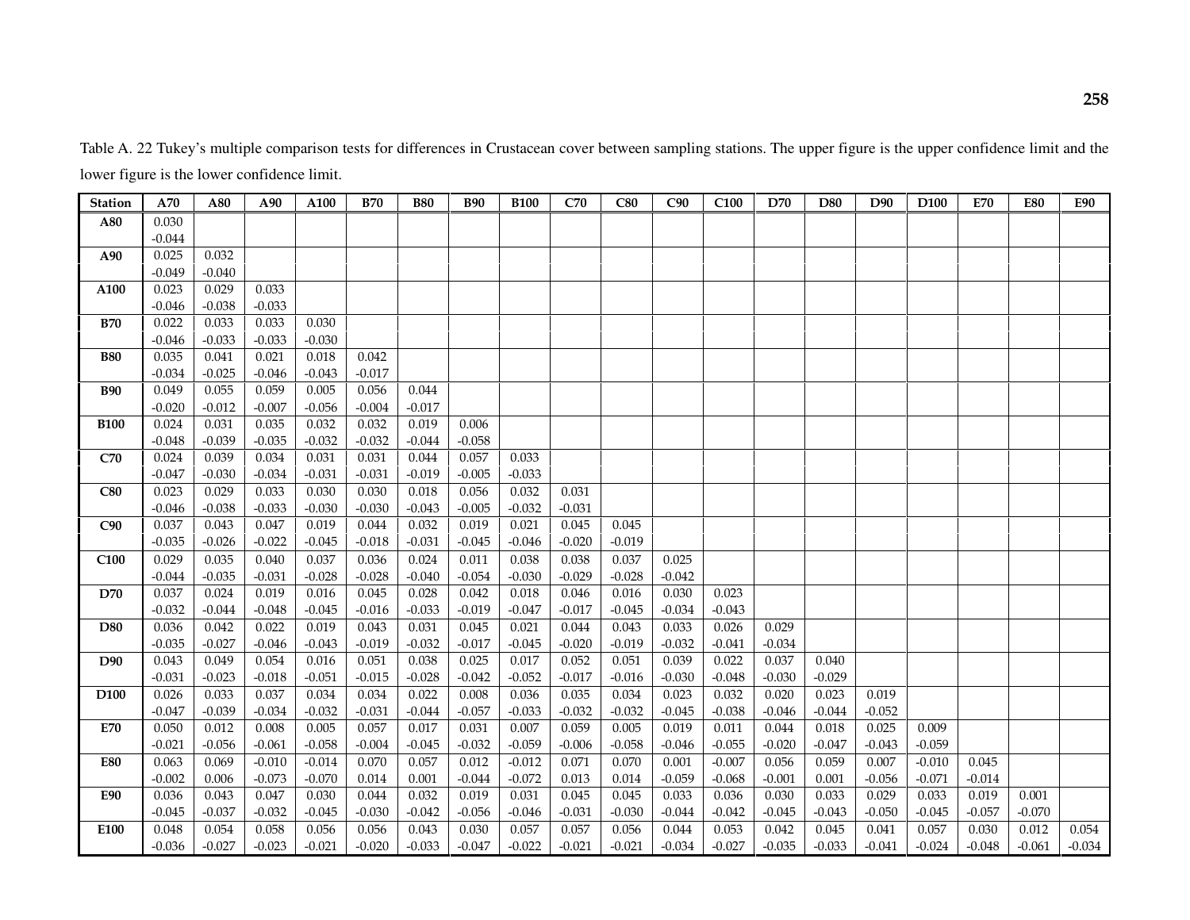Table A. 22 Tukey's multiple comparison tests for differences in Crustacean cover between sampling stations. The upper figure is the upper confidence limit and the lower figure is the lower confidence limit.

| Station | A70 | A80 | A90 | A100 | B70 | B80 | B90 | B100 | C70 | C80 | C90 | C100 | D70 | D80 | D90 | D100 | E70 | E80 | E90 |
|---|---|---|---|---|---|---|---|---|---|---|---|---|---|---|---|---|---|---|---|
| **A80** | 0.030 | | | | | | | | | | | | | | | | | | |
| | -0.044 | | | | | | | | | | | | | | | | | | |
| **A90** | 0.025 | 0.032 | | | | | | | | | | | | | | | | | |
| | -0.049 | -0.040 | | | | | | | | | | | | | | | | | |
| **A100** | 0.023 | 0.029 | 0.033 | | | | | | | | | | | | | | | | |
| | -0.046 | -0.038 | -0.033 | | | | | | | | | | | | | | | | |
| **B70** | 0.022 | 0.033 | 0.033 | 0.030 | | | | | | | | | | | | | | | |
| | -0.046 | -0.033 | -0.033 | -0.030 | | | | | | | | | | | | | | | |
| **B80** | 0.035 | 0.041 | 0.021 | 0.018 | 0.042 | | | | | | | | | | | | | | |
| | -0.034 | -0.025 | -0.046 | -0.043 | -0.017 | | | | | | | | | | | | | | |
| **B90** | 0.049 | 0.055 | 0.059 | 0.005 | 0.056 | 0.044 | | | | | | | | | | | | | |
| | -0.020 | -0.012 | -0.007 | -0.056 | -0.004 | -0.017 | | | | | | | | | | | | | |
| **B100** | 0.024 | 0.031 | 0.035 | 0.032 | 0.032 | 0.019 | 0.006 | | | | | | | | | | | | |
| | -0.048 | -0.039 | -0.035 | -0.032 | -0.032 | -0.044 | -0.058 | | | | | | | | | | | | |
| **C70** | 0.024 | 0.039 | 0.034 | 0.031 | 0.031 | 0.044 | 0.057 | 0.033 | | | | | | | | | | | |
| | -0.047 | -0.030 | -0.034 | -0.031 | -0.031 | -0.019 | -0.005 | -0.033 | | | | | | | | | | | |
| **C80** | 0.023 | 0.029 | 0.033 | 0.030 | 0.030 | 0.018 | 0.056 | 0.032 | 0.031 | | | | | | | | | | |
| | -0.046 | -0.038 | -0.033 | -0.030 | -0.030 | -0.043 | -0.005 | -0.032 | -0.031 | | | | | | | | | | |
| **C90** | 0.037 | 0.043 | 0.047 | 0.019 | 0.044 | 0.032 | 0.019 | 0.021 | 0.045 | 0.045 | | | | | | | | | |
| | -0.035 | -0.026 | -0.022 | -0.045 | -0.018 | -0.031 | -0.045 | -0.046 | -0.020 | -0.019 | | | | | | | | | |
| **C100** | 0.029 | 0.035 | 0.040 | 0.037 | 0.036 | 0.024 | 0.011 | 0.038 | 0.038 | 0.037 | 0.025 | | | | | | | | |
| | -0.044 | -0.035 | -0.031 | -0.028 | -0.028 | -0.040 | -0.054 | -0.030 | -0.029 | -0.028 | -0.042 | | | | | | | | |
| **D70** | 0.037 | 0.024 | 0.019 | 0.016 | 0.045 | 0.028 | 0.042 | 0.018 | 0.046 | 0.016 | 0.030 | 0.023 | | | | | | | |
| | -0.032 | -0.044 | -0.048 | -0.045 | -0.016 | -0.033 | -0.019 | -0.047 | -0.017 | -0.045 | -0.034 | -0.043 | | | | | | | |
| **D80** | 0.036 | 0.042 | 0.022 | 0.019 | 0.043 | 0.031 | 0.045 | 0.021 | 0.044 | 0.043 | 0.033 | 0.026 | 0.029 | | | | | | |
| | -0.035 | -0.027 | -0.046 | -0.043 | -0.019 | -0.032 | -0.017 | -0.045 | -0.020 | -0.019 | -0.032 | -0.041 | -0.034 | | | | | | |
| **D90** | 0.043 | 0.049 | 0.054 | 0.016 | 0.051 | 0.038 | 0.025 | 0.017 | 0.052 | 0.051 | 0.039 | 0.022 | 0.037 | 0.040 | | | | | |
| | -0.031 | -0.023 | -0.018 | -0.051 | -0.015 | -0.028 | -0.042 | -0.052 | -0.017 | -0.016 | -0.030 | -0.048 | -0.030 | -0.029 | | | | | |
| **D100** | 0.026 | 0.033 | 0.037 | 0.034 | 0.034 | 0.022 | 0.008 | 0.036 | 0.035 | 0.034 | 0.023 | 0.032 | 0.020 | 0.023 | 0.019 | | | | |
| | -0.047 | -0.039 | -0.034 | -0.032 | -0.031 | -0.044 | -0.057 | -0.033 | -0.032 | -0.032 | -0.045 | -0.038 | -0.046 | -0.044 | -0.052 | | | | |
| **E70** | 0.050 | 0.012 | 0.008 | 0.005 | 0.057 | 0.017 | 0.031 | 0.007 | 0.059 | 0.005 | 0.019 | 0.011 | 0.044 | 0.018 | 0.025 | 0.009 | | | |
| | -0.021 | -0.056 | -0.061 | -0.058 | -0.004 | -0.045 | -0.032 | -0.059 | -0.006 | -0.058 | -0.046 | -0.055 | -0.020 | -0.047 | -0.043 | -0.059 | | | |
| **E80** | 0.063 | 0.069 | -0.010 | -0.014 | 0.070 | 0.057 | 0.012 | -0.012 | 0.071 | 0.070 | 0.001 | -0.007 | 0.056 | 0.059 | 0.007 | -0.010 | 0.045 | | |
| | -0.002 | 0.006 | -0.073 | -0.070 | 0.014 | 0.001 | -0.044 | -0.072 | 0.013 | 0.014 | -0.059 | -0.068 | -0.001 | 0.001 | -0.056 | -0.071 | -0.014 | | |
| **E90** | 0.036 | 0.043 | 0.047 | 0.030 | 0.044 | 0.032 | 0.019 | 0.031 | 0.045 | 0.045 | 0.033 | 0.036 | 0.030 | 0.033 | 0.029 | 0.033 | 0.019 | 0.001 | |
| | -0.045 | -0.037 | -0.032 | -0.045 | -0.030 | -0.042 | -0.056 | -0.046 | -0.031 | -0.030 | -0.044 | -0.042 | -0.045 | -0.043 | -0.050 | -0.045 | -0.057 | -0.070 | |
| **E100** | 0.048 | 0.054 | 0.058 | 0.056 | 0.056 | 0.043 | 0.030 | 0.057 | 0.057 | 0.056 | 0.044 | 0.053 | 0.042 | 0.045 | 0.041 | 0.057 | 0.030 | 0.012 | 0.054 |
| | -0.036 | -0.027 | -0.023 | -0.021 | -0.020 | -0.033 | -0.047 | -0.022 | -0.021 | -0.021 | -0.034 | -0.027 | -0.035 | -0.033 | -0.041 | -0.024 | -0.048 | -0.061 | -0.034 |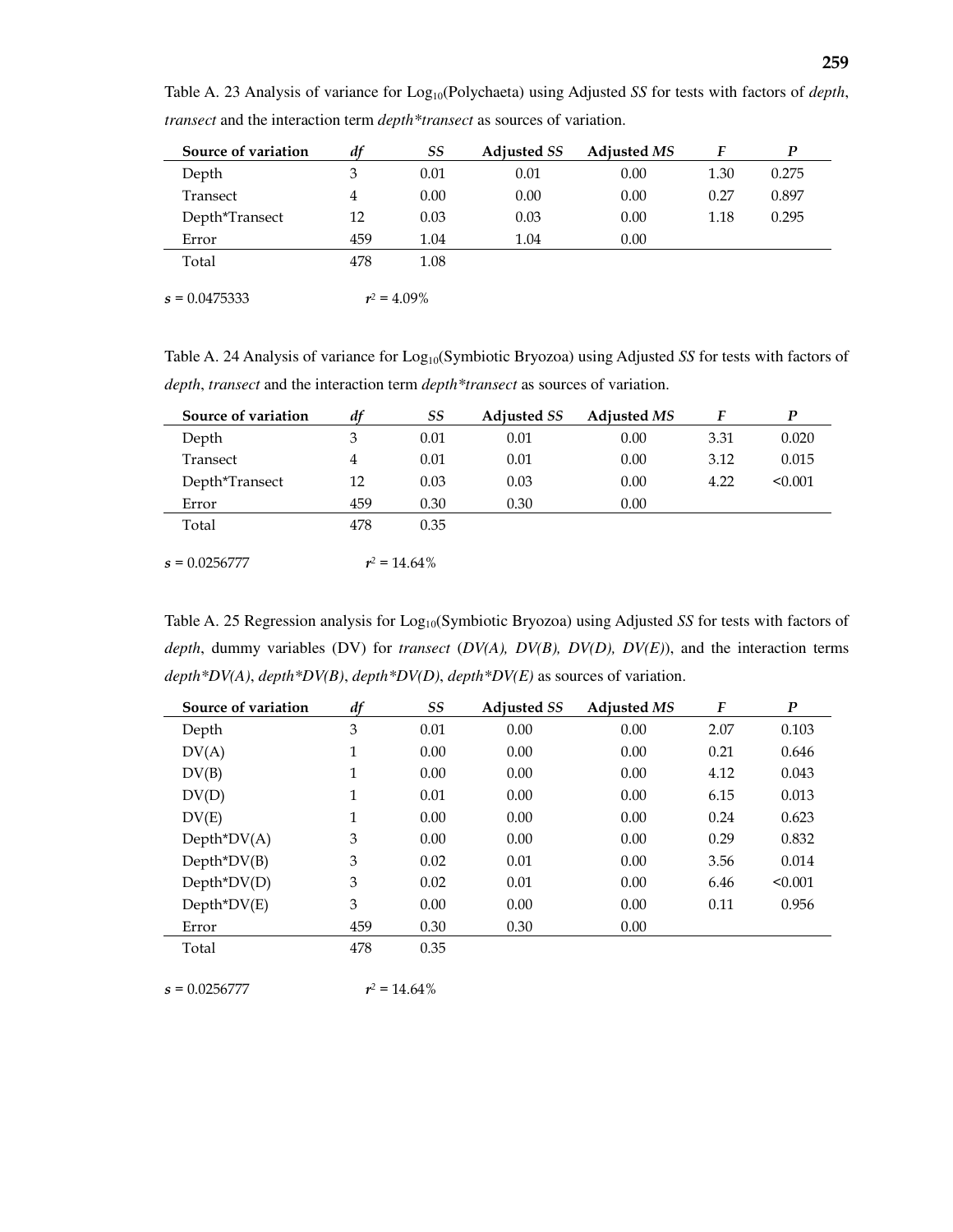Table A. 23 Analysis of variance for $Log_{10}$(Polychaeta) using Adjusted *SS* for tests with factors of *depth*, *transect* and the interaction term *depth*transect* as sources of variation.

| Source of variation | *df* | *SS* | Adjusted *SS* | Adjusted *MS* | *F* | *P* |
|---|---|---|---|---|---|---|
| Depth | 3 | 0.01 | 0.01 | 0.00 | 1.30 | 0.275 |
| Transect | 4 | 0.00 | 0.00 | 0.00 | 0.27 | 0.897 |
| Depth*Transect | 12 | 0.03 | 0.03 | 0.00 | 1.18 | 0.295 |
| Error | 459 | 1.04 | 1.04 | 0.00 | | |
| Total | 478 | 1.08 | | | | |

***s*** = 0.0475333 $r^2$ = 4.09%

Table A. 24 Analysis of variance for $Log_{10}$(Symbiotic Bryozoa) using Adjusted *SS* for tests with factors of *depth*, *transect* and the interaction term *depth*transect* as sources of variation.

| Source of variation | *df* | *SS* | Adjusted *SS* | Adjusted *MS* | *F* | *P* |
|---|---|---|---|---|---|---|
| Depth | 3 | 0.01 | 0.01 | 0.00 | 3.31 | 0.020 |
| Transect | 4 | 0.01 | 0.01 | 0.00 | 3.12 | 0.015 |
| Depth*Transect | 12 | 0.03 | 0.03 | 0.00 | 4.22 | <0.001 |
| Error | 459 | 0.30 | 0.30 | 0.00 | | |
| Total | 478 | 0.35 | | | | |

***s*** = 0.0256777 $r^2$ = 14.64%

Table A. 25 Regression analysis for $Log_{10}$(Symbiotic Bryozoa) using Adjusted *SS* for tests with factors of *depth*, dummy variables (DV) for *transect* (*DV(A), DV(B), DV(D), DV(E)*), and the interaction terms *depth*DV(A)*, *depth*DV(B)*, *depth*DV(D)*, *depth*DV(E)* as sources of variation.

| Source of variation | *df* | *SS* | Adjusted *SS* | Adjusted *MS* | *F* | *P* |
|---|---|---|---|---|---|---|
| Depth | 3 | 0.01 | 0.00 | 0.00 | 2.07 | 0.103 |
| DV(A) | 1 | 0.00 | 0.00 | 0.00 | 0.21 | 0.646 |
| DV(B) | 1 | 0.00 | 0.00 | 0.00 | 4.12 | 0.043 |
| DV(D) | 1 | 0.01 | 0.00 | 0.00 | 6.15 | 0.013 |
| DV(E) | 1 | 0.00 | 0.00 | 0.00 | 0.24 | 0.623 |
| Depth*DV(A) | 3 | 0.00 | 0.00 | 0.00 | 0.29 | 0.832 |
| Depth*DV(B) | 3 | 0.02 | 0.01 | 0.00 | 3.56 | 0.014 |
| Depth*DV(D) | 3 | 0.02 | 0.01 | 0.00 | 6.46 | <0.001 |
| Depth*DV(E) | 3 | 0.00 | 0.00 | 0.00 | 0.11 | 0.956 |
| Error | 459 | 0.30 | 0.30 | 0.00 | | |
| Total | 478 | 0.35 | | | | |

***s*** = 0.0256777 $r^2$ = 14.64%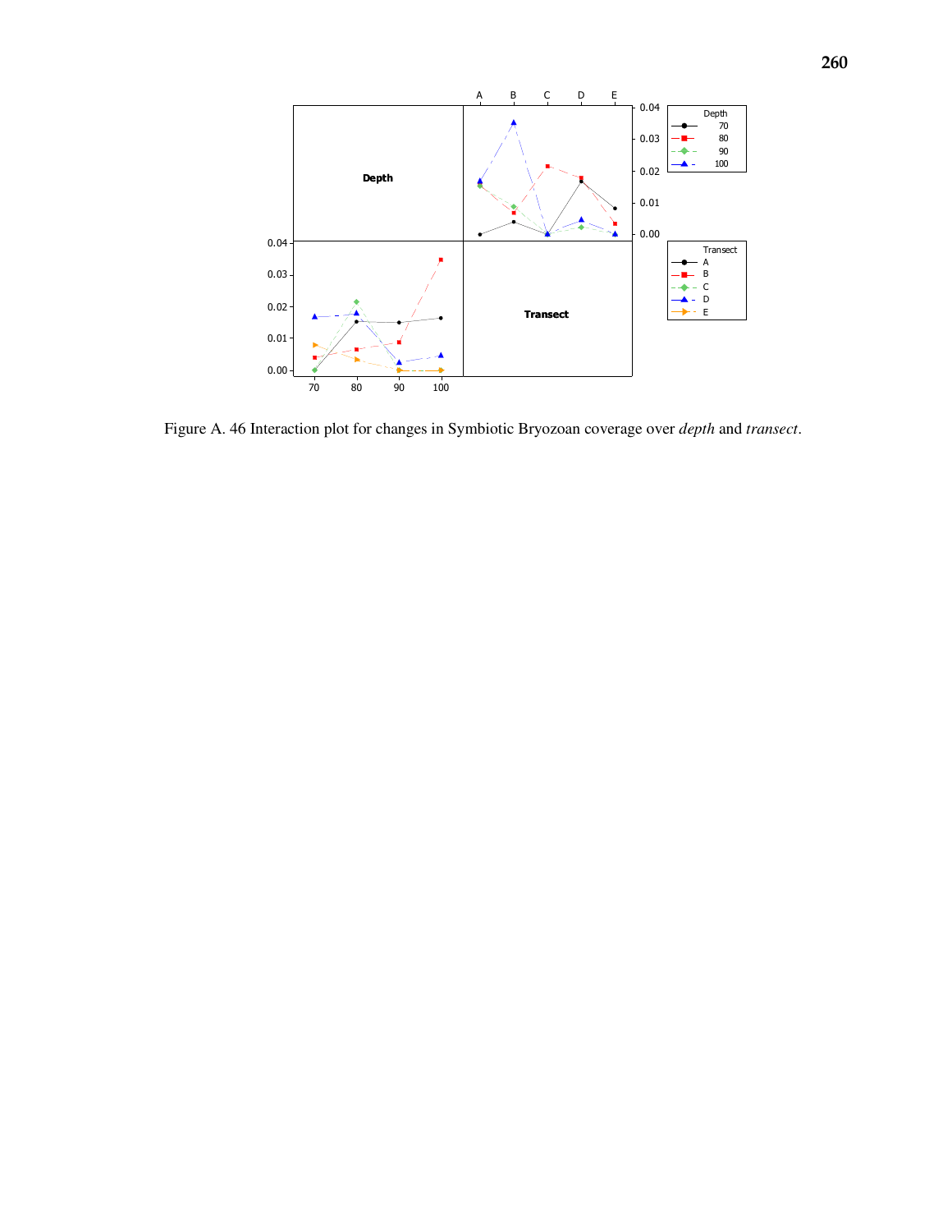Figure A. 46 Interaction plot for changes in Symbiotic Bryozoan coverage over *depth* and *transect*.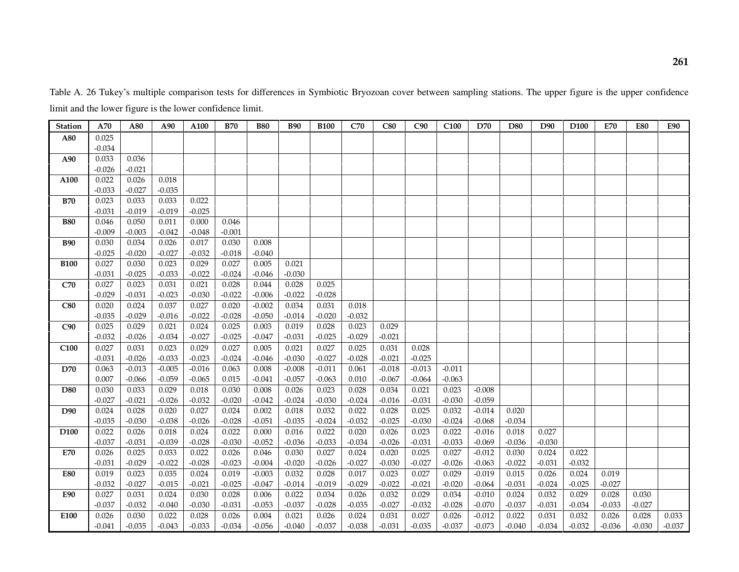Table A. 26 Tukey's multiple comparison tests for differences in Symbiotic Bryozoan cover between sampling stations. The upper figure is the upper confidence limit and the lower figure is the lower confidence limit.

| Station | A70 | A80 | A90 | A100 | B70 | B80 | B90 | B100 | C70 | C80 | C90 | C100 | D70 | D80 | D90 | D100 | E70 | E80 | E90 |
|---|---|---|---|---|---|---|---|---|---|---|---|---|---|---|---|---|---|---|---|
| **A80** | 0.025 | | | | | | | | | | | | | | | | | | |
| | -0.034 | | | | | | | | | | | | | | | | | | |
| **A90** | 0.033 | 0.036 | | | | | | | | | | | | | | | | | |
| | -0.026 | -0.021 | | | | | | | | | | | | | | | | | |
| **A100** | 0.022 | 0.026 | 0.018 | | | | | | | | | | | | | | | | |
| | -0.033 | -0.027 | -0.035 | | | | | | | | | | | | | | | | |
| **B70** | 0.023 | 0.033 | 0.033 | 0.022 | | | | | | | | | | | | | | | |
| | -0.031 | -0.019 | -0.019 | -0.025 | | | | | | | | | | | | | | | |
| **B80** | 0.046 | 0.050 | 0.011 | 0.000 | 0.046 | | | | | | | | | | | | | | |
| | -0.009 | -0.003 | -0.042 | -0.048 | -0.001 | | | | | | | | | | | | | | |
| **B90** | 0.030 | 0.034 | 0.026 | 0.017 | 0.030 | 0.008 | | | | | | | | | | | | | |
| | -0.025 | -0.020 | -0.027 | -0.032 | -0.018 | -0.040 | | | | | | | | | | | | | |
| **B100** | 0.027 | 0.030 | 0.023 | 0.029 | 0.027 | 0.005 | 0.021 | | | | | | | | | | | | |
| | -0.031 | -0.025 | -0.033 | -0.022 | -0.024 | -0.046 | -0.030 | | | | | | | | | | | | |
| **C70** | 0.027 | 0.023 | 0.031 | 0.021 | 0.028 | 0.044 | 0.028 | 0.025 | | | | | | | | | | | |
| | -0.029 | -0.031 | -0.023 | -0.030 | -0.022 | -0.006 | -0.022 | -0.028 | | | | | | | | | | | |
| **C80** | 0.020 | 0.024 | 0.037 | 0.027 | 0.020 | -0.002 | 0.034 | 0.031 | 0.018 | | | | | | | | | | |
| | -0.035 | -0.029 | -0.016 | -0.022 | -0.028 | -0.050 | -0.014 | -0.020 | -0.032 | | | | | | | | | | |
| **C90** | 0.025 | 0.029 | 0.021 | 0.024 | 0.025 | 0.003 | 0.019 | 0.028 | 0.023 | 0.029 | | | | | | | | | |
| | -0.032 | -0.026 | -0.034 | -0.027 | -0.025 | -0.047 | -0.031 | -0.025 | -0.029 | -0.021 | | | | | | | | | |
| **C100** | 0.027 | 0.031 | 0.023 | 0.029 | 0.027 | 0.005 | 0.021 | 0.027 | 0.025 | 0.031 | 0.028 | | | | | | | | |
| | -0.031 | -0.026 | -0.033 | -0.023 | -0.024 | -0.046 | -0.030 | -0.027 | -0.028 | -0.021 | -0.025 | | | | | | | | |
| **D70** | 0.063 | -0.013 | -0.005 | -0.016 | 0.063 | 0.008 | -0.008 | -0.011 | 0.061 | -0.018 | -0.013 | -0.011 | | | | | | | |
| | 0.007 | -0.066 | -0.059 | -0.065 | 0.015 | -0.041 | -0.057 | -0.063 | 0.010 | -0.067 | -0.064 | -0.063 | | | | | | | |
| **D80** | 0.030 | 0.033 | 0.029 | 0.018 | 0.030 | 0.008 | 0.026 | 0.023 | 0.028 | 0.034 | 0.021 | 0.023 | -0.008 | | | | | | |
| | -0.027 | -0.021 | -0.026 | -0.032 | -0.020 | -0.042 | -0.024 | -0.030 | -0.024 | -0.016 | -0.031 | -0.030 | -0.059 | | | | | | |
| **D90** | 0.024 | 0.028 | 0.020 | 0.027 | 0.024 | 0.002 | 0.018 | 0.032 | 0.022 | 0.028 | 0.025 | 0.032 | -0.014 | 0.020 | | | | | |
| | -0.035 | -0.030 | -0.038 | -0.026 | -0.028 | -0.051 | -0.035 | -0.024 | -0.032 | -0.025 | -0.030 | -0.024 | -0.068 | -0.034 | | | | | |
| **D100** | 0.022 | 0.026 | 0.018 | 0.024 | 0.022 | 0.000 | 0.016 | 0.022 | 0.020 | 0.026 | 0.023 | 0.022 | -0.016 | 0.018 | 0.027 | | | | |
| | -0.037 | -0.031 | -0.039 | -0.028 | -0.030 | -0.052 | -0.036 | -0.033 | -0.034 | -0.026 | -0.031 | -0.033 | -0.069 | -0.036 | -0.030 | | | | |
| **E70** | 0.026 | 0.025 | 0.033 | 0.022 | 0.026 | 0.046 | 0.030 | 0.027 | 0.024 | 0.020 | 0.025 | 0.027 | -0.012 | 0.030 | 0.024 | 0.022 | | | |
| | -0.031 | -0.029 | -0.022 | -0.028 | -0.023 | -0.004 | -0.020 | -0.026 | -0.027 | -0.030 | -0.027 | -0.026 | -0.063 | -0.022 | -0.031 | -0.032 | | | |
| **E80** | 0.019 | 0.023 | 0.035 | 0.024 | 0.019 | -0.003 | 0.032 | 0.028 | 0.017 | 0.023 | 0.027 | 0.029 | -0.019 | 0.015 | 0.026 | 0.024 | 0.019 | | |
| | -0.032 | -0.027 | -0.015 | -0.021 | -0.025 | -0.047 | -0.014 | -0.019 | -0.029 | -0.022 | -0.021 | -0.020 | -0.064 | -0.031 | -0.024 | -0.025 | -0.027 | | |
| **E90** | 0.027 | 0.031 | 0.024 | 0.030 | 0.028 | 0.006 | 0.022 | 0.034 | 0.026 | 0.032 | 0.029 | 0.034 | -0.010 | 0.024 | 0.032 | 0.029 | 0.028 | 0.030 | |
| | -0.037 | -0.032 | -0.040 | -0.030 | -0.031 | -0.053 | -0.037 | -0.028 | -0.035 | -0.027 | -0.032 | -0.028 | -0.070 | -0.037 | -0.031 | -0.034 | -0.033 | -0.027 | |
| **E100** | 0.026 | 0.030 | 0.022 | 0.028 | 0.026 | 0.004 | 0.021 | 0.026 | 0.024 | 0.031 | 0.027 | 0.026 | -0.012 | 0.022 | 0.031 | 0.032 | 0.026 | 0.028 | 0.033 |
| | -0.041 | -0.035 | -0.043 | -0.033 | -0.034 | -0.056 | -0.040 | -0.037 | -0.038 | -0.031 | -0.035 | -0.037 | -0.073 | -0.040 | -0.034 | -0.032 | -0.036 | -0.030 | -0.037 |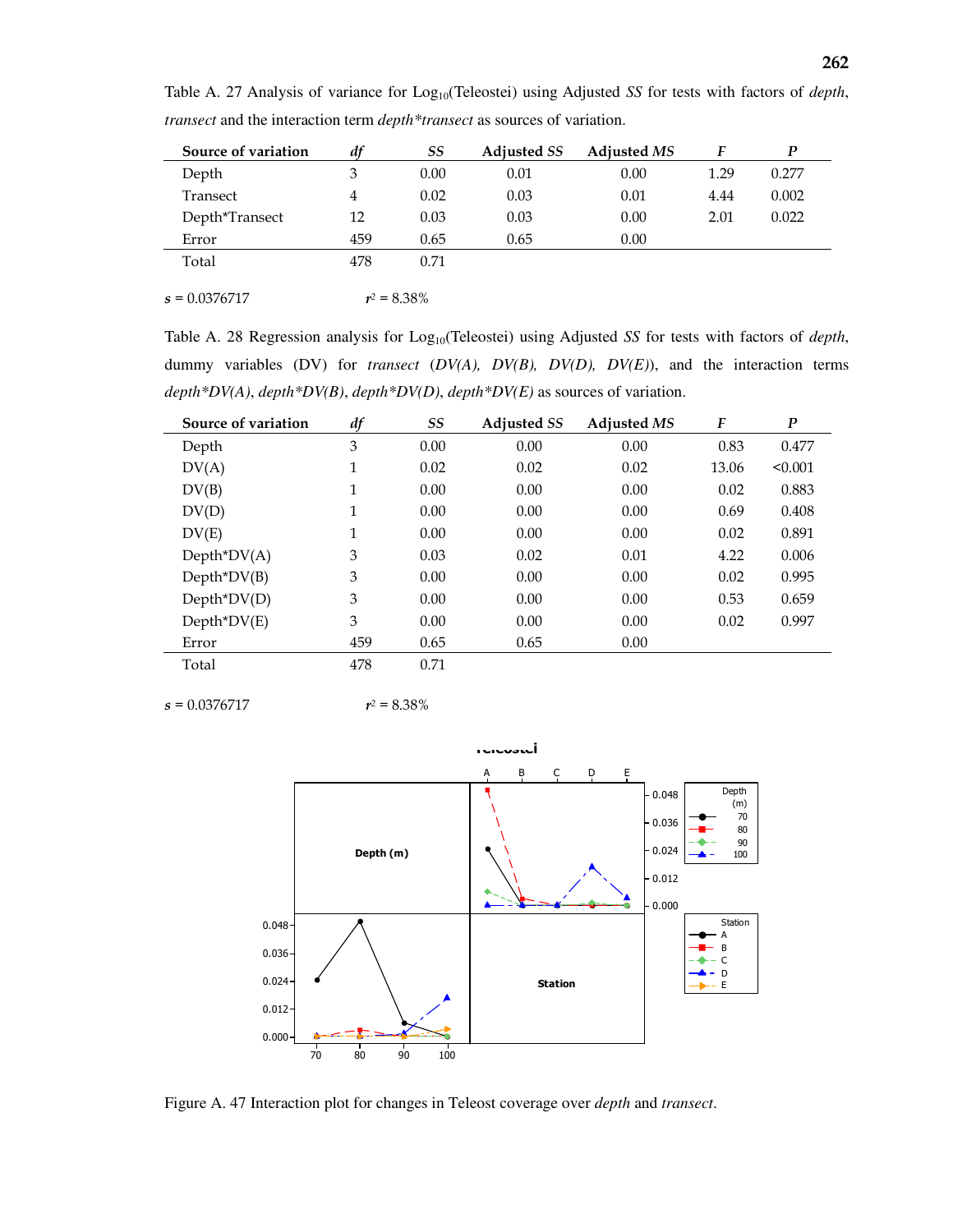Table A. 27 Analysis of variance for $Log_{10}$(Teleostei) using Adjusted *SS* for tests with factors of *depth*, *transect* and the interaction term *depth*transect* as sources of variation.

| Source of variation | *df* | *SS* | Adjusted *SS* | Adjusted *MS* | *F* | *P* |
|---|---|---|---|---|---|---|
| Depth | 3 | 0.00 | 0.01 | 0.00 | 1.29 | 0.277 |
| Transect | 4 | 0.02 | 0.03 | 0.01 | 4.44 | 0.002 |
| Depth*Transect | 12 | 0.03 | 0.03 | 0.00 | 2.01 | 0.022 |
| Error | 459 | 0.65 | 0.65 | 0.00 | | |
| Total | 478 | 0.71 | | | | |

*s* = 0.0376717 $r^2$ = 8.38%

Table A. 28 Regression analysis for $Log_{10}$(Teleostei) using Adjusted *SS* for tests with factors of *depth*, dummy variables (DV) for *transect* (*DV(A), DV(B), DV(D), DV(E)*), and the interaction terms *depth*DV(A)*, *depth*DV(B)*, *depth*DV(D)*, *depth*DV(E)* as sources of variation.

| Source of variation | *df* | *SS* | Adjusted *SS* | Adjusted *MS* | *F* | *P* |
|---|---|---|---|---|---|---|
| Depth | 3 | 0.00 | 0.00 | 0.00 | 0.83 | 0.477 |
| DV(A) | 1 | 0.02 | 0.02 | 0.02 | 13.06 | <0.001 |
| DV(B) | 1 | 0.00 | 0.00 | 0.00 | 0.02 | 0.883 |
| DV(D) | 1 | 0.00 | 0.00 | 0.00 | 0.69 | 0.408 |
| DV(E) | 1 | 0.00 | 0.00 | 0.00 | 0.02 | 0.891 |
| Depth*DV(A) | 3 | 0.03 | 0.02 | 0.01 | 4.22 | 0.006 |
| Depth*DV(B) | 3 | 0.00 | 0.00 | 0.00 | 0.02 | 0.995 |
| Depth*DV(D) | 3 | 0.00 | 0.00 | 0.00 | 0.53 | 0.659 |
| Depth*DV(E) | 3 | 0.00 | 0.00 | 0.00 | 0.02 | 0.997 |
| Error | 459 | 0.65 | 0.65 | 0.00 | | |
| Total | 478 | 0.71 | | | | |

*s* = 0.0376717 $r^2$ = 8.38%

Figure A. 47 Interaction plot for changes in Teleost coverage over *depth* and *transect*.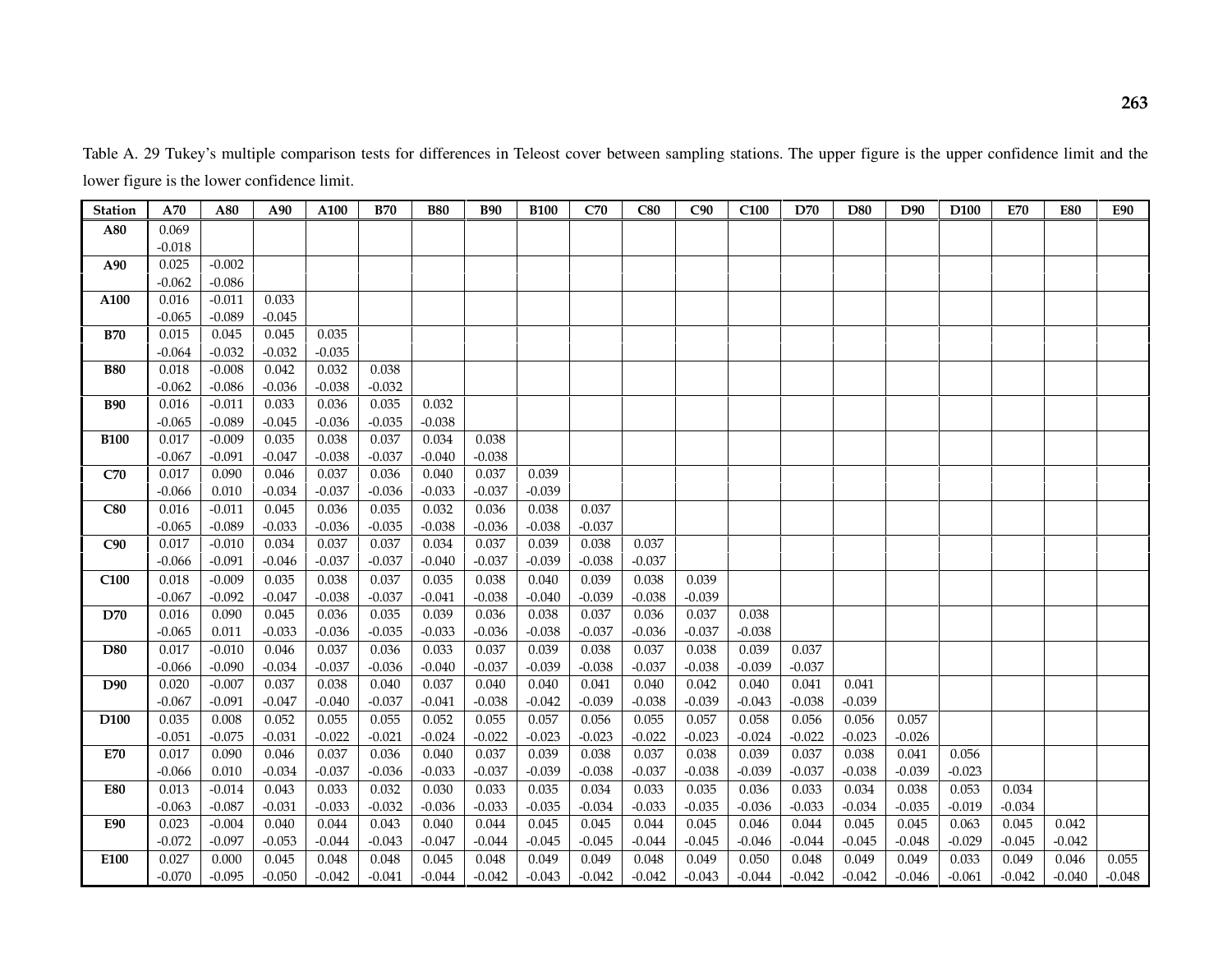Table A. 29 Tukey's multiple comparison tests for differences in Teleost cover between sampling stations. The upper figure is the upper confidence limit and the lower figure is the lower confidence limit.

| Station | A70 | A80 | A90 | A100 | B70 | B80 | B90 | B100 | C70 | C80 | C90 | C100 | D70 | D80 | D90 | D100 | E70 | E80 | E90 |
|---|---|---|---|---|---|---|---|---|---|---|---|---|---|---|---|---|---|---|---|
| **A80** | 0.069 | | | | | | | | | | | | | | | | | | |
| | -0.018 | | | | | | | | | | | | | | | | | | |
| **A90** | 0.025 | -0.002 | | | | | | | | | | | | | | | | | |
| | -0.062 | -0.086 | | | | | | | | | | | | | | | | | |
| **A100** | 0.016 | -0.011 | 0.033 | | | | | | | | | | | | | | | | |
| | -0.065 | -0.089 | -0.045 | | | | | | | | | | | | | | | | |
| **B70** | 0.015 | 0.045 | 0.045 | 0.035 | | | | | | | | | | | | | | | |
| | -0.064 | -0.032 | -0.032 | -0.035 | | | | | | | | | | | | | | | |
| **B80** | 0.018 | -0.008 | 0.042 | 0.032 | 0.038 | | | | | | | | | | | | | | |
| | -0.062 | -0.086 | -0.036 | -0.038 | -0.032 | | | | | | | | | | | | | | |
| **B90** | 0.016 | -0.011 | 0.033 | 0.036 | 0.035 | 0.032 | | | | | | | | | | | | | |
| | -0.065 | -0.089 | -0.045 | -0.036 | -0.035 | -0.038 | | | | | | | | | | | | | |
| **B100** | 0.017 | -0.009 | 0.035 | 0.038 | 0.037 | 0.034 | 0.038 | | | | | | | | | | | | |
| | -0.067 | -0.091 | -0.047 | -0.038 | -0.037 | -0.040 | -0.038 | | | | | | | | | | | | |
| **C70** | 0.017 | 0.090 | 0.046 | 0.037 | 0.036 | 0.040 | 0.037 | 0.039 | | | | | | | | | | | |
| | -0.066 | 0.010 | -0.034 | -0.037 | -0.036 | -0.033 | -0.037 | -0.039 | | | | | | | | | | | |
| **C80** | 0.016 | -0.011 | 0.045 | 0.036 | 0.035 | 0.032 | 0.036 | 0.038 | 0.037 | | | | | | | | | | |
| | -0.065 | -0.089 | -0.033 | -0.036 | -0.035 | -0.038 | -0.036 | -0.038 | -0.037 | | | | | | | | | | |
| **C90** | 0.017 | -0.010 | 0.034 | 0.037 | 0.037 | 0.034 | 0.037 | 0.039 | 0.038 | 0.037 | | | | | | | | | |
| | -0.066 | -0.091 | -0.046 | -0.037 | -0.037 | -0.040 | -0.037 | -0.039 | -0.038 | -0.037 | | | | | | | | | |
| **C100** | 0.018 | -0.009 | 0.035 | 0.038 | 0.037 | 0.035 | 0.038 | 0.040 | 0.039 | 0.038 | 0.039 | | | | | | | | |
| | -0.067 | -0.092 | -0.047 | -0.038 | -0.037 | -0.041 | -0.038 | -0.040 | -0.039 | -0.038 | -0.039 | | | | | | | | |
| **D70** | 0.016 | 0.090 | 0.045 | 0.036 | 0.035 | 0.039 | 0.036 | 0.038 | 0.037 | 0.036 | 0.037 | 0.038 | | | | | | | |
| | -0.065 | 0.011 | -0.033 | -0.036 | -0.035 | -0.033 | -0.036 | -0.038 | -0.037 | -0.036 | -0.037 | -0.038 | | | | | | | |
| **D80** | 0.017 | -0.010 | 0.046 | 0.037 | 0.036 | 0.033 | 0.037 | 0.039 | 0.038 | 0.037 | 0.038 | 0.039 | 0.037 | | | | | | |
| | -0.066 | -0.090 | -0.034 | -0.037 | -0.036 | -0.040 | -0.037 | -0.039 | -0.038 | -0.037 | -0.038 | -0.039 | -0.037 | | | | | | |
| **D90** | 0.020 | -0.007 | 0.037 | 0.038 | 0.040 | 0.037 | 0.040 | 0.040 | 0.041 | 0.040 | 0.042 | 0.040 | 0.041 | 0.041 | | | | | |
| | -0.067 | -0.091 | -0.047 | -0.040 | -0.037 | -0.041 | -0.038 | -0.042 | -0.039 | -0.038 | -0.039 | -0.043 | -0.038 | -0.039 | | | | | |
| **D100** | 0.035 | 0.008 | 0.052 | 0.055 | 0.055 | 0.052 | 0.055 | 0.057 | 0.056 | 0.055 | 0.057 | 0.058 | 0.056 | 0.056 | 0.057 | | | | |
| | -0.051 | -0.075 | -0.031 | -0.022 | -0.021 | -0.024 | -0.022 | -0.023 | -0.023 | -0.022 | -0.023 | -0.024 | -0.022 | -0.023 | -0.026 | | | | |
| **E70** | 0.017 | 0.090 | 0.046 | 0.037 | 0.036 | 0.040 | 0.037 | 0.039 | 0.038 | 0.037 | 0.038 | 0.039 | 0.037 | 0.038 | 0.041 | 0.056 | | | |
| | -0.066 | 0.010 | -0.034 | -0.037 | -0.036 | -0.033 | -0.037 | -0.039 | -0.038 | -0.037 | -0.038 | -0.039 | -0.037 | -0.038 | -0.039 | -0.023 | | | |
| **E80** | 0.013 | -0.014 | 0.043 | 0.033 | 0.032 | 0.030 | 0.033 | 0.035 | 0.034 | 0.033 | 0.035 | 0.036 | 0.033 | 0.034 | 0.038 | 0.053 | 0.034 | | |
| | -0.063 | -0.087 | -0.031 | -0.033 | -0.032 | -0.036 | -0.033 | -0.035 | -0.034 | -0.033 | -0.035 | -0.036 | -0.033 | -0.034 | -0.035 | -0.019 | -0.034 | | |
| **E90** | 0.023 | -0.004 | 0.040 | 0.044 | 0.043 | 0.040 | 0.044 | 0.045 | 0.045 | 0.044 | 0.045 | 0.046 | 0.044 | 0.045 | 0.045 | 0.063 | 0.045 | 0.042 | |
| | -0.072 | -0.097 | -0.053 | -0.044 | -0.043 | -0.047 | -0.044 | -0.045 | -0.045 | -0.044 | -0.045 | -0.046 | -0.044 | -0.045 | -0.048 | -0.029 | -0.045 | -0.042 | |
| **E100** | 0.027 | 0.000 | 0.045 | 0.048 | 0.048 | 0.045 | 0.048 | 0.049 | 0.049 | 0.048 | 0.049 | 0.050 | 0.048 | 0.049 | 0.049 | 0.033 | 0.049 | 0.046 | 0.055 |
| | -0.070 | -0.095 | -0.050 | -0.042 | -0.041 | -0.044 | -0.042 | -0.043 | -0.042 | -0.042 | -0.043 | -0.044 | -0.042 | -0.042 | -0.046 | -0.061 | -0.042 | -0.040 | -0.048 |